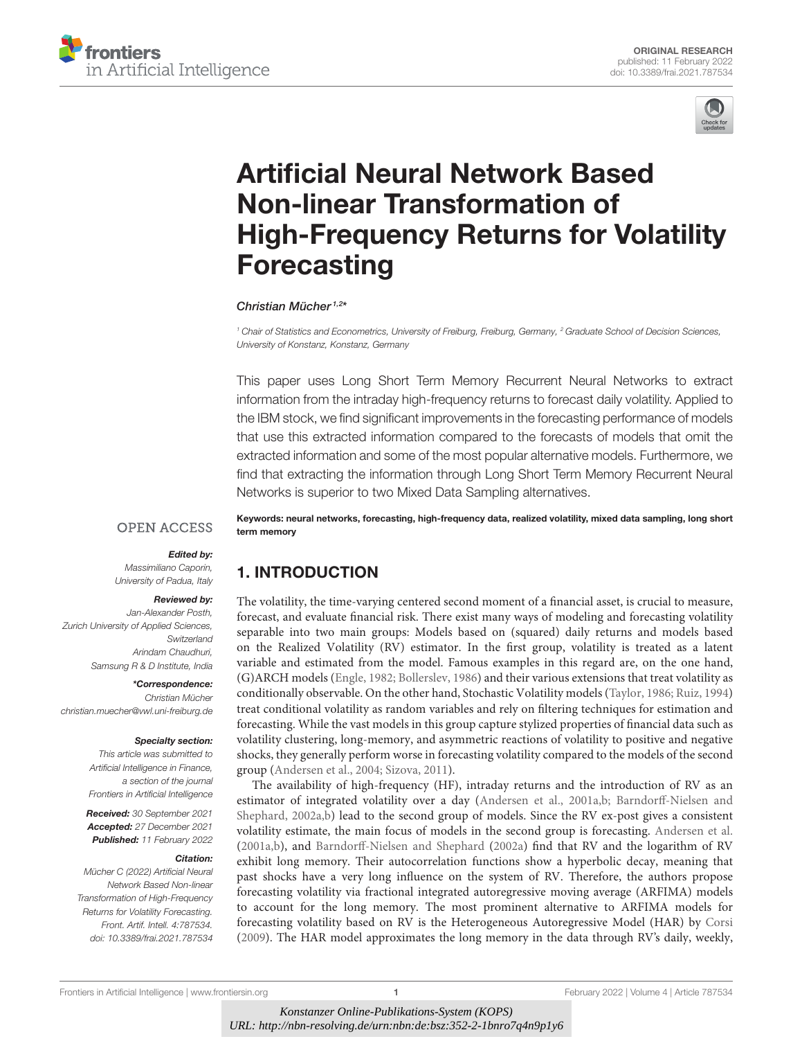ORIGINAL RESEARCH
published: 11 February 2022
doi: 10.3389/frai.2021.787534

# Artificial Neural Network Based Non-linear Transformation of High-Frequency Returns for Volatility Forecasting

*Christian Mücher*[1,2]*

[1] Chair of Statistics and Econometrics, University of Freiburg, Freiburg, Germany, [2] Graduate School of Decision Sciences, University of Konstanz, Konstanz, Germany

This paper uses Long Short Term Memory Recurrent Neural Networks to extract information from the intraday high-frequency returns to forecast daily volatility. Applied to the IBM stock, we find significant improvements in the forecasting performance of models that use this extracted information compared to the forecasts of models that omit the extracted information and some of the most popular alternative models. Furthermore, we find that extracting the information through Long Short Term Memory Recurrent Neural Networks is superior to two Mixed Data Sampling alternatives.

**Keywords: neural networks, forecasting, high-frequency data, realized volatility, mixed data sampling, long short term memory**

OPEN ACCESS

***Edited by:***
*Massimiliano Caporin, University of Padua, Italy*

***Reviewed by:***
*Jan-Alexander Posth, Zurich University of Applied Sciences, Switzerland*
*Arindam Chaudhuri, Samsung R & D Institute, India*

***\*Correspondence:***
*Christian Mücher*
*christian.muecher@vwl.uni-freiburg.de*

***Specialty section:***
*This article was submitted to Artificial Intelligence in Finance, a section of the journal Frontiers in Artificial Intelligence*

***Received:*** *30 September 2021*
***Accepted:*** *27 December 2021*
***Published:*** *11 February 2022*

***Citation:***
*Mücher C (2022) Artificial Neural Network Based Non-linear Transformation of High-Frequency Returns for Volatility Forecasting. Front. Artif. Intell. 4:787534. doi: 10.3389/frai.2021.787534*

## 1. INTRODUCTION

The volatility, the time-varying centered second moment of a financial asset, is crucial to measure, forecast, and evaluate financial risk. There exist many ways of modeling and forecasting volatility separable into two main groups: Models based on (squared) daily returns and models based on the Realized Volatility (RV) estimator. In the first group, volatility is treated as a latent variable and estimated from the model. Famous examples in this regard are, on the one hand, (G)ARCH models (Engle, 1982; Bollerslev, 1986) and their various extensions that treat volatility as conditionally observable. On the other hand, Stochastic Volatility models (Taylor, 1986; Ruiz, 1994) treat conditional volatility as random variables and rely on filtering techniques for estimation and forecasting. While the vast models in this group capture stylized properties of financial data such as volatility clustering, long-memory, and asymmetric reactions of volatility to positive and negative shocks, they generally perform worse in forecasting volatility compared to the models of the second group (Andersen et al., 2004; Sizova, 2011).

The availability of high-frequency (HF), intraday returns and the introduction of RV as an estimator of integrated volatility over a day (Andersen et al., 2001a,b; Barndorff-Nielsen and Shephard, 2002a,b) lead to the second group of models. Since the RV ex-post gives a consistent volatility estimate, the main focus of models in the second group is forecasting. Andersen et al. (2001a,b), and Barndorff-Nielsen and Shephard (2002a) find that RV and the logarithm of RV exhibit long memory. Their autocorrelation functions show a hyperbolic decay, meaning that past shocks have a very long influence on the system of RV. Therefore, the authors propose forecasting volatility via fractional integrated autoregressive moving average (ARFIMA) models to account for the long memory. The most prominent alternative to ARFIMA models for forecasting volatility based on RV is the Heterogeneous Autoregressive Model (HAR) by Corsi (2009). The HAR model approximates the long memory in the data through RV's daily, weekly,

*Konstanzer Online-Publikations-System (KOPS)*
*URL: http://nbn-resolving.de/urn:nbn:de:bsz:352-2-1bnro7q4n9p1y6*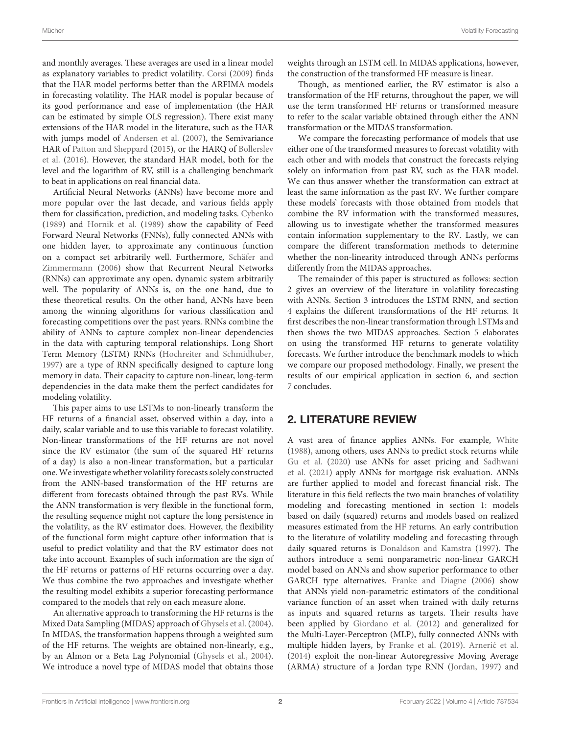and monthly averages. These averages are used in a linear model as explanatory variables to predict volatility. Corsi (2009) finds that the HAR model performs better than the ARFIMA models in forecasting volatility. The HAR model is popular because of its good performance and ease of implementation (the HAR can be estimated by simple OLS regression). There exist many extensions of the HAR model in the literature, such as the HAR with jumps model of Andersen et al. (2007), the Semivariance HAR of Patton and Sheppard (2015), or the HARQ of Bollerslev et al. (2016). However, the standard HAR model, both for the level and the logarithm of RV, still is a challenging benchmark to beat in applications on real financial data.

Artificial Neural Networks (ANNs) have become more and more popular over the last decade, and various fields apply them for classification, prediction, and modeling tasks. Cybenko (1989) and Hornik et al. (1989) show the capability of Feed Forward Neural Networks (FNNs), fully connected ANNs with one hidden layer, to approximate any continuous function on a compact set arbitrarily well. Furthermore, Schäfer and Zimmermann (2006) show that Recurrent Neural Networks (RNNs) can approximate any open, dynamic system arbitrarily well. The popularity of ANNs is, on the one hand, due to these theoretical results. On the other hand, ANNs have been among the winning algorithms for various classification and forecasting competitions over the past years. RNNs combine the ability of ANNs to capture complex non-linear dependencies in the data with capturing temporal relationships. Long Short Term Memory (LSTM) RNNs (Hochreiter and Schmidhuber, 1997) are a type of RNN specifically designed to capture long memory in data. Their capacity to capture non-linear, long-term dependencies in the data make them the perfect candidates for modeling volatility.

This paper aims to use LSTMs to non-linearly transform the HF returns of a financial asset, observed within a day, into a daily, scalar variable and to use this variable to forecast volatility. Non-linear transformations of the HF returns are not novel since the RV estimator (the sum of the squared HF returns of a day) is also a non-linear transformation, but a particular one. We investigate whether volatility forecasts solely constructed from the ANN-based transformation of the HF returns are different from forecasts obtained through the past RVs. While the ANN transformation is very flexible in the functional form, the resulting sequence might not capture the long persistence in the volatility, as the RV estimator does. However, the flexibility of the functional form might capture other information that is useful to predict volatility and that the RV estimator does not take into account. Examples of such information are the sign of the HF returns or patterns of HF returns occurring over a day. We thus combine the two approaches and investigate whether the resulting model exhibits a superior forecasting performance compared to the models that rely on each measure alone.

An alternative approach to transforming the HF returns is the Mixed Data Sampling (MIDAS) approach of Ghysels et al. (2004). In MIDAS, the transformation happens through a weighted sum of the HF returns. The weights are obtained non-linearly, e.g., by an Almon or a Beta Lag Polynomial (Ghysels et al., 2004). We introduce a novel type of MIDAS model that obtains those weights through an LSTM cell. In MIDAS applications, however, the construction of the transformed HF measure is linear.

Though, as mentioned earlier, the RV estimator is also a transformation of the HF returns, throughout the paper, we will use the term transformed HF returns or transformed measure to refer to the scalar variable obtained through either the ANN transformation or the MIDAS transformation.

We compare the forecasting performance of models that use either one of the transformed measures to forecast volatility with each other and with models that construct the forecasts relying solely on information from past RV, such as the HAR model. We can thus answer whether the transformation can extract at least the same information as the past RV. We further compare these models' forecasts with those obtained from models that combine the RV information with the transformed measures, allowing us to investigate whether the transformed measures contain information supplementary to the RV. Lastly, we can compare the different transformation methods to determine whether the non-linearity introduced through ANNs performs differently from the MIDAS approaches.

The remainder of this paper is structured as follows: section 2 gives an overview of the literature in volatility forecasting with ANNs. Section 3 introduces the LSTM RNN, and section 4 explains the different transformations of the HF returns. It first describes the non-linear transformation through LSTMs and then shows the two MIDAS approaches. Section 5 elaborates on using the transformed HF returns to generate volatility forecasts. We further introduce the benchmark models to which we compare our proposed methodology. Finally, we present the results of our empirical application in section 6, and section 7 concludes.

## 2. LITERATURE REVIEW

A vast area of finance applies ANNs. For example, White (1988), among others, uses ANNs to predict stock returns while Gu et al. (2020) use ANNs for asset pricing and Sadhwani et al. (2021) apply ANNs for mortgage risk evaluation. ANNs are further applied to model and forecast financial risk. The literature in this field reflects the two main branches of volatility modeling and forecasting mentioned in section 1: models based on daily (squared) returns and models based on realized measures estimated from the HF returns. An early contribution to the literature of volatility modeling and forecasting through daily squared returns is Donaldson and Kamstra (1997). The authors introduce a semi nonparametric non-linear GARCH model based on ANNs and show superior performance to other GARCH type alternatives. Franke and Diagne (2006) show that ANNs yield non-parametric estimators of the conditional variance function of an asset when trained with daily returns as inputs and squared returns as targets. Their results have been applied by Giordano et al. (2012) and generalized for the Multi-Layer-Perceptron (MLP), fully connected ANNs with multiple hidden layers, by Franke et al. (2019). Arnerić et al. (2014) exploit the non-linear Autoregressive Moving Average (ARMA) structure of a Jordan type RNN (Jordan, 1997) and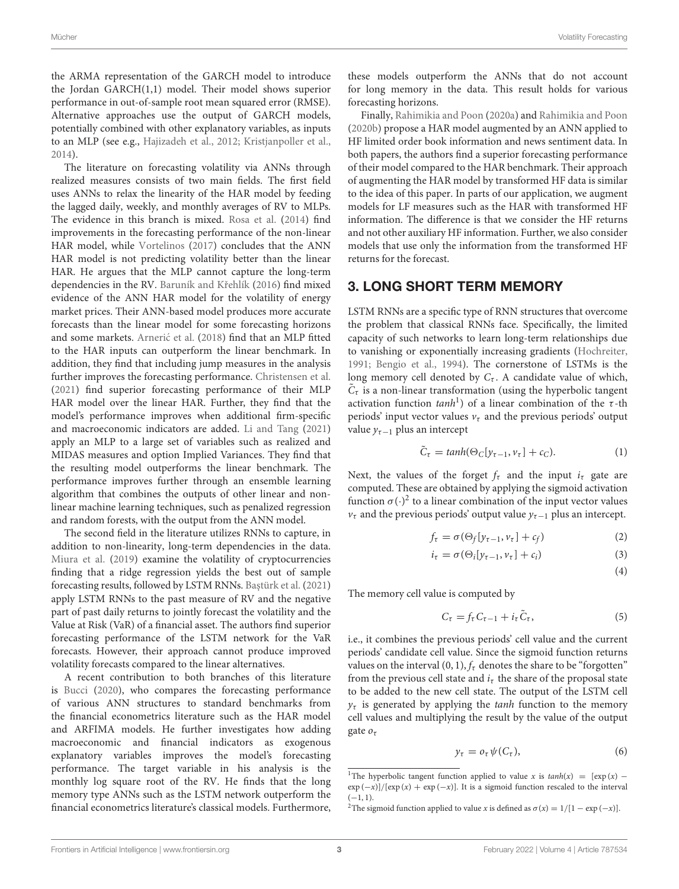the ARMA representation of the GARCH model to introduce the Jordan GARCH(1,1) model. Their model shows superior performance in out-of-sample root mean squared error (RMSE). Alternative approaches use the output of GARCH models, potentially combined with other explanatory variables, as inputs to an MLP (see e.g., Hajizadeh et al., 2012; Kristjanpoller et al., 2014).

The literature on forecasting volatility via ANNs through realized measures consists of two main fields. The first field uses ANNs to relax the linearity of the HAR model by feeding the lagged daily, weekly, and monthly averages of RV to MLPs. The evidence in this branch is mixed. Rosa et al. (2014) find improvements in the forecasting performance of the non-linear HAR model, while Vortelinos (2017) concludes that the ANN HAR model is not predicting volatility better than the linear HAR. He argues that the MLP cannot capture the long-term dependencies in the RV. Baruník and Křehlík (2016) find mixed evidence of the ANN HAR model for the volatility of energy market prices. Their ANN-based model produces more accurate forecasts than the linear model for some forecasting horizons and some markets. Arnerić et al. (2018) find that an MLP fitted to the HAR inputs can outperform the linear benchmark. In addition, they find that including jump measures in the analysis further improves the forecasting performance. Christensen et al. (2021) find superior forecasting performance of their MLP HAR model over the linear HAR. Further, they find that the model's performance improves when additional firm-specific and macroeconomic indicators are added. Li and Tang (2021) apply an MLP to a large set of variables such as realized and MIDAS measures and option Implied Variances. They find that the resulting model outperforms the linear benchmark. The performance improves further through an ensemble learning algorithm that combines the outputs of other linear and non-linear machine learning techniques, such as penalized regression and random forests, with the output from the ANN model.

The second field in the literature utilizes RNNs to capture, in addition to non-linearity, long-term dependencies in the data. Miura et al. (2019) examine the volatility of cryptocurrencies finding that a ridge regression yields the best out of sample forecasting results, followed by LSTM RNNs. Baştürk et al. (2021) apply LSTM RNNs to the past measure of RV and the negative part of past daily returns to jointly forecast the volatility and the Value at Risk (VaR) of a financial asset. The authors find superior forecasting performance of the LSTM network for the VaR forecasts. However, their approach cannot produce improved volatility forecasts compared to the linear alternatives.

A recent contribution to both branches of this literature is Bucci (2020), who compares the forecasting performance of various ANN structures to standard benchmarks from the financial econometrics literature such as the HAR model and ARFIMA models. He further investigates how adding macroeconomic and financial indicators as exogenous explanatory variables improves the model's forecasting performance. The target variable in his analysis is the monthly log square root of the RV. He finds that the long memory type ANNs such as the LSTM network outperform the financial econometrics literature's classical models. Furthermore, these models outperform the ANNs that do not account for long memory in the data. This result holds for various forecasting horizons.

Finally, Rahimikia and Poon (2020a) and Rahimikia and Poon (2020b) propose a HAR model augmented by an ANN applied to HF limited order book information and news sentiment data. In both papers, the authors find a superior forecasting performance of their model compared to the HAR benchmark. Their approach of augmenting the HAR model by transformed HF data is similar to the idea of this paper. In parts of our application, we augment models for LF measures such as the HAR with transformed HF information. The difference is that we consider the HF returns and not other auxiliary HF information. Further, we also consider models that use only the information from the transformed HF returns for the forecast.

## 3. LONG SHORT TERM MEMORY

LSTM RNNs are a specific type of RNN structures that overcome the problem that classical RNNs face. Specifically, the limited capacity of such networks to learn long-term relationships due to vanishing or exponentially increasing gradients (Hochreiter, 1991; Bengio et al., 1994). The cornerstone of LSTMs is the long memory cell denoted by $C_\tau$. A candidate value of which, $\tilde{C}_\tau$ is a non-linear transformation (using the hyperbolic tangent activation function *tanh*[1]) of a linear combination of the $\tau$-th periods' input vector values $v_\tau$ and the previous periods' output value $y_{\tau-1}$ plus an intercept

$$\tilde{C}_\tau = tanh(\Theta_C[y_{\tau-1}, v_\tau] + c_C). \tag{1}$$

Next, the values of the forget $f_\tau$ and the input $i_\tau$ gate are computed. These are obtained by applying the sigmoid activation function $\sigma(\cdot)$[2] to a linear combination of the input vector values $v_\tau$ and the previous periods' output value $y_{\tau-1}$ plus an intercept.

$$f_\tau = \sigma(\Theta_f[y_{\tau-1}, v_\tau] + c_f) \tag{2}$$

$$i_\tau = \sigma(\Theta_i[y_{\tau-1}, v_\tau] + c_i) \tag{3}$$

$$\tag{4}$$

The memory cell value is computed by

$$C_\tau = f_\tau C_{\tau-1} + i_\tau \tilde{C}_\tau, \tag{5}$$

i.e., it combines the previous periods' cell value and the current periods' candidate cell value. Since the sigmoid function returns values on the interval $(0, 1)$, $f_\tau$ denotes the share to be "forgotten" from the previous cell state and $i_\tau$ the share of the proposal state to be added to the new cell state. The output of the LSTM cell $y_\tau$ is generated by applying the *tanh* function to the memory cell values and multiplying the result by the value of the output gate $o_\tau$

$$y_\tau = o_\tau \psi(C_\tau), \tag{6}$$

[1] The hyperbolic tangent function applied to value $x$ is $tanh(x) = [\exp(x) - \exp(-x)]/[\exp(x) + \exp(-x)]$. It is a sigmoid function rescaled to the interval $(-1, 1)$.

[2] The sigmoid function applied to value $x$ is defined as $\sigma(x) = 1/[1 - \exp(-x)]$.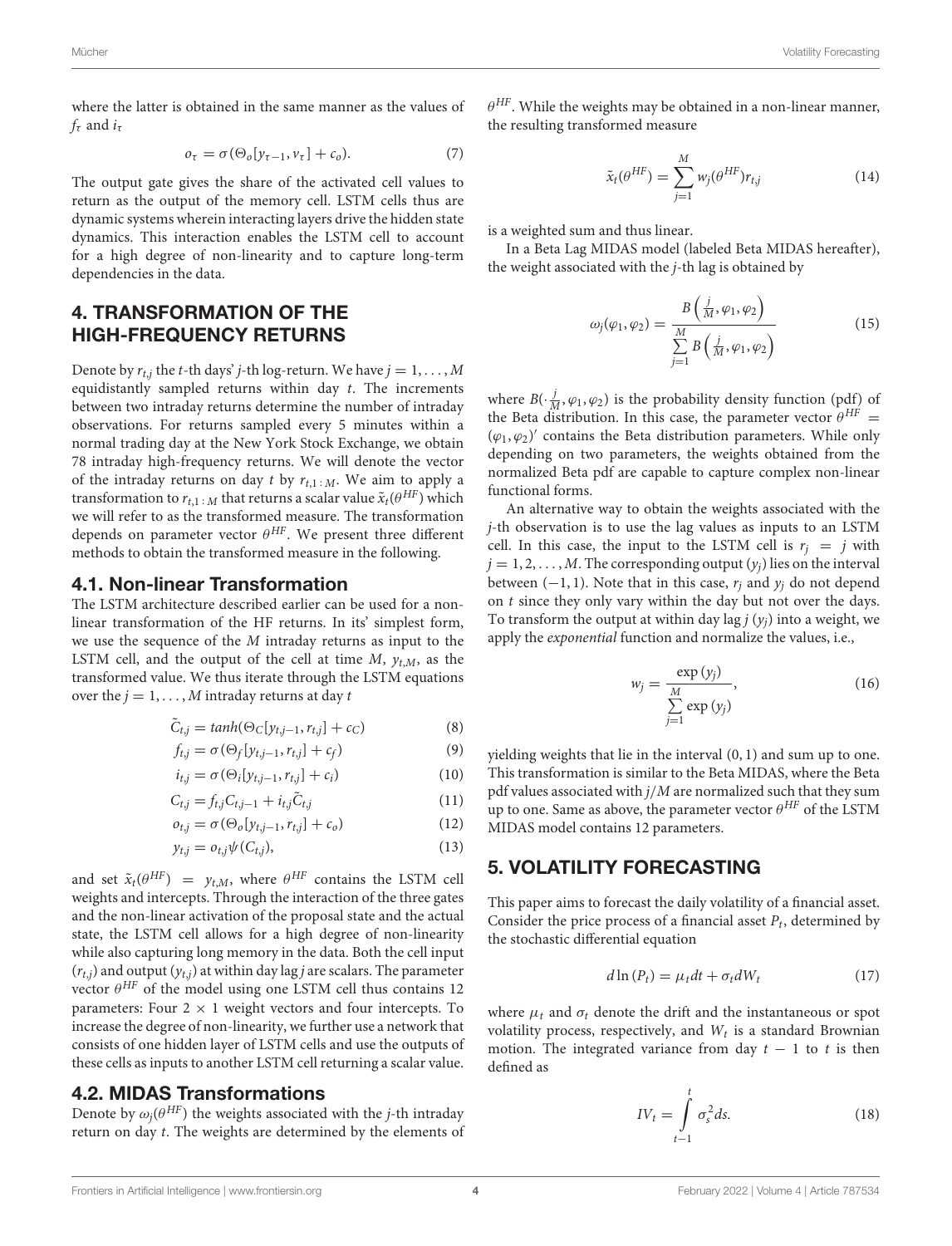where the latter is obtained in the same manner as the values of $f_\tau$ and $i_\tau$

$$o_\tau = \sigma(\Theta_o[y_{\tau-1}, v_\tau] + c_o). \tag{7}$$

The output gate gives the share of the activated cell values to return as the output of the memory cell. LSTM cells thus are dynamic systems wherein interacting layers drive the hidden state dynamics. This interaction enables the LSTM cell to account for a high degree of non-linearity and to capture long-term dependencies in the data.

## 4. TRANSFORMATION OF THE HIGH-FREQUENCY RETURNS

Denote by $r_{t,j}$ the $t$-th days' $j$-th log-return. We have $j = 1, \ldots, M$ equidistantly sampled returns within day $t$. The increments between two intraday returns determine the number of intraday observations. For returns sampled every 5 minutes within a normal trading day at the New York Stock Exchange, we obtain 78 intraday high-frequency returns. We will denote the vector of the intraday returns on day $t$ by $r_{t,1:M}$. We aim to apply a transformation to $r_{t,1:M}$ that returns a scalar value $\tilde{x}_t(\theta^{HF})$ which we will refer to as the transformed measure. The transformation depends on parameter vector $\theta^{HF}$. We present three different methods to obtain the transformed measure in the following.

### 4.1. Non-linear Transformation

The LSTM architecture described earlier can be used for a non-linear transformation of the HF returns. In its' simplest form, we use the sequence of the $M$ intraday returns as input to the LSTM cell, and the output of the cell at time $M$, $y_{t,M}$, as the transformed value. We thus iterate through the LSTM equations over the $j = 1, \ldots, M$ intraday returns at day $t$

$$\tilde{C}_{t,j} = tanh(\Theta_C[y_{t,j-1}, r_{t,j}] + c_C) \tag{8}$$

$$f_{t,j} = \sigma(\Theta_f[y_{t,j-1}, r_{t,j}] + c_f) \tag{9}$$

$$i_{t,j} = \sigma(\Theta_i[y_{t,j-1}, r_{t,j}] + c_i) \tag{10}$$

$$C_{t,j} = f_{t,j}C_{t,j-1} + i_{t,j}\tilde{C}_{t,j} \tag{11}$$

$$o_{t,j} = \sigma(\Theta_o[y_{t,j-1}, r_{t,j}] + c_o) \tag{12}$$

$$y_{t,j} = o_{t,j}\psi(C_{t,j}), \tag{13}$$

and set $\tilde{x}_t(\theta^{HF}) = y_{t,M}$, where $\theta^{HF}$ contains the LSTM cell weights and intercepts. Through the interaction of the three gates and the non-linear activation of the proposal state and the actual state, the LSTM cell allows for a high degree of non-linearity while also capturing long memory in the data. Both the cell input ($r_{t,j}$) and output ($y_{t,j}$) at within day lag $j$ are scalars. The parameter vector $\theta^{HF}$ of the model using one LSTM cell thus contains 12 parameters: Four $2 \times 1$ weight vectors and four intercepts. To increase the degree of non-linearity, we further use a network that consists of one hidden layer of LSTM cells and use the outputs of these cells as inputs to another LSTM cell returning a scalar value.

### 4.2. MIDAS Transformations

Denote by $\omega_j(\theta^{HF})$ the weights associated with the $j$-th intraday return on day $t$. The weights are determined by the elements of $\theta^{HF}$. While the weights may be obtained in a non-linear manner, the resulting transformed measure

$$\tilde{x}_t(\theta^{HF}) = \sum_{j=1}^{M} w_j(\theta^{HF})r_{t,j} \tag{14}$$

is a weighted sum and thus linear.

In a Beta Lag MIDAS model (labeled Beta MIDAS hereafter), the weight associated with the $j$-th lag is obtained by

$$\omega_j(\varphi_1, \varphi_2) = \frac{B\left(\frac{j}{M}, \varphi_1, \varphi_2\right)}{\sum_{j=1}^{M} B\left(\frac{j}{M}, \varphi_1, \varphi_2\right)} \tag{15}$$

where $B(\cdot\frac{j}{M}, \varphi_1, \varphi_2)$ is the probability density function (pdf) of the Beta distribution. In this case, the parameter vector $\theta^{HF} = (\varphi_1, \varphi_2)'$ contains the Beta distribution parameters. While only depending on two parameters, the weights obtained from the normalized Beta pdf are capable to capture complex non-linear functional forms.

An alternative way to obtain the weights associated with the $j$-th observation is to use the lag values as inputs to an LSTM cell. In this case, the input to the LSTM cell is $r_j = j$ with $j = 1, 2, \ldots, M$. The corresponding output ($y_j$) lies on the interval between $(-1, 1)$. Note that in this case, $r_j$ and $y_j$ do not depend on $t$ since they only vary within the day but not over the days. To transform the output at within day lag $j$ ($y_j$) into a weight, we apply the *exponential* function and normalize the values, i.e.,

$$w_j = \frac{\exp(y_j)}{\sum_{j=1}^{M} \exp(y_j)}, \tag{16}$$

yielding weights that lie in the interval $(0, 1)$ and sum up to one. This transformation is similar to the Beta MIDAS, where the Beta pdf values associated with $j/M$ are normalized such that they sum up to one. Same as above, the parameter vector $\theta^{HF}$ of the LSTM MIDAS model contains 12 parameters.

## 5. VOLATILITY FORECASTING

This paper aims to forecast the daily volatility of a financial asset. Consider the price process of a financial asset $P_t$, determined by the stochastic differential equation

$$d\ln(P_t) = \mu_t dt + \sigma_t dW_t \tag{17}$$

where $\mu_t$ and $\sigma_t$ denote the drift and the instantaneous or spot volatility process, respectively, and $W_t$ is a standard Brownian motion. The integrated variance from day $t-1$ to $t$ is then defined as

$$IV_t = \int_{t-1}^{t} \sigma_s^2 ds. \tag{18}$$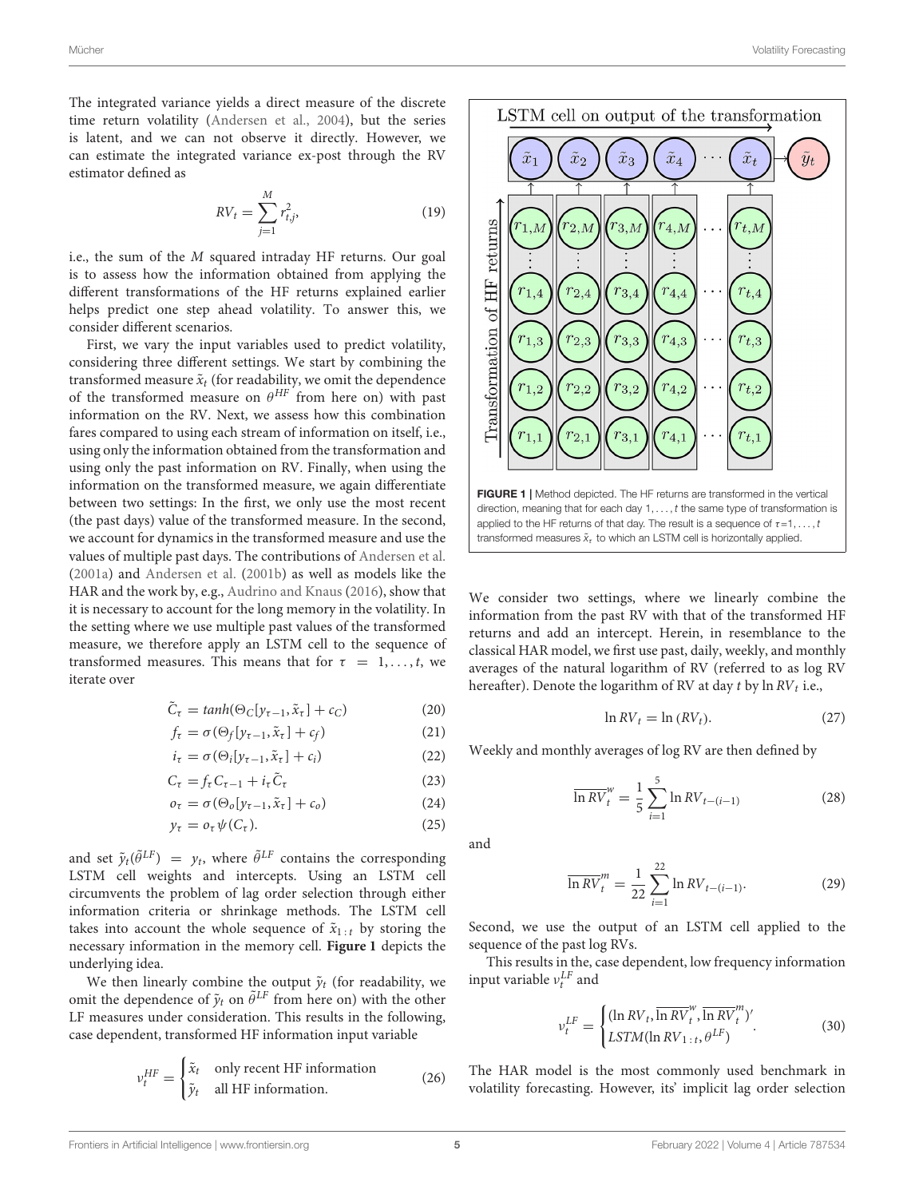The integrated variance yields a direct measure of the discrete time return volatility (Andersen et al., 2004), but the series is latent, and we can not observe it directly. However, we can estimate the integrated variance ex-post through the RV estimator defined as

$$RV_t = \sum_{j=1}^{M} r_{t,j}^2, \tag{19}$$

i.e., the sum of the $M$ squared intraday HF returns. Our goal is to assess how the information obtained from applying the different transformations of the HF returns explained earlier helps predict one step ahead volatility. To answer this, we consider different scenarios.

First, we vary the input variables used to predict volatility, considering three different settings. We start by combining the transformed measure $\tilde{x}_t$ (for readability, we omit the dependence of the transformed measure on $\theta^{HF}$ from here on) with past information on the RV. Next, we assess how this combination fares compared to using each stream of information on itself, i.e., using only the information obtained from the transformation and using only the past information on RV. Finally, when using the information on the transformed measure, we again differentiate between two settings: In the first, we only use the most recent (the past days) value of the transformed measure. In the second, we account for dynamics in the transformed measure and use the values of multiple past days. The contributions of Andersen et al. (2001a) and Andersen et al. (2001b) as well as models like the HAR and the work by, e.g., Audrino and Knaus (2016), show that it is necessary to account for the long memory in the volatility. In the setting where we use multiple past values of the transformed measure, we therefore apply an LSTM cell to the sequence of transformed measures. This means that for $\tau = 1, \ldots, t$, we iterate over

$$\tilde{C}_\tau = tanh(\Theta_C[y_{\tau-1}, \tilde{x}_\tau] + c_C) \tag{20}$$

$$f_\tau = \sigma(\Theta_f[y_{\tau-1}, \tilde{x}_\tau] + c_f) \tag{21}$$

$$i_\tau = \sigma(\Theta_i[y_{\tau-1}, \tilde{x}_\tau] + c_i) \tag{22}$$

$$C_\tau = f_\tau C_{\tau-1} + i_\tau \tilde{C}_\tau \tag{23}$$

$$o_\tau = \sigma(\Theta_o[y_{\tau-1}, \tilde{x}_\tau] + c_o) \tag{24}$$

$$y_\tau = o_\tau \psi(C_\tau). \tag{25}$$

and set $\tilde{y}_t(\tilde{\theta}^{LF}) = y_t$, where $\tilde{\theta}^{LF}$ contains the corresponding LSTM cell weights and intercepts. Using an LSTM cell circumvents the problem of lag order selection through either information criteria or shrinkage methods. The LSTM cell takes into account the whole sequence of $\tilde{x}_{1:t}$ by storing the necessary information in the memory cell. **Figure 1** depicts the underlying idea.

We then linearly combine the output $\tilde{y}_t$ (for readability, we omit the dependence of $\tilde{y}_t$ on $\tilde{\theta}^{LF}$ from here on) with the other LF measures under consideration. This results in the following, case dependent, transformed HF information input variable

$$v_t^{HF} = \begin{cases} \tilde{x}_t & \text{only recent HF information} \\ \tilde{y}_t & \text{all HF information.} \end{cases} \tag{26}$$

**FIGURE 1** | Method depicted. The HF returns are transformed in the vertical direction, meaning that for each day $1, \ldots, t$ the same type of transformation is applied to the HF returns of that day. The result is a sequence of $\tau = 1, \ldots, t$ transformed measures $\tilde{x}_\tau$ to which an LSTM cell is horizontally applied.

We consider two settings, where we linearly combine the information from the past RV with that of the transformed HF returns and add an intercept. Herein, in resemblance to the classical HAR model, we first use past, daily, weekly, and monthly averages of the natural logarithm of RV (referred to as log RV hereafter). Denote the logarithm of RV at day $t$ by $\ln RV_t$ i.e.,

$$\ln RV_t = \ln(RV_t). \tag{27}$$

Weekly and monthly averages of log RV are then defined by

$$\overline{\ln RV}_t^w = \frac{1}{5} \sum_{i=1}^{5} \ln RV_{t-(i-1)} \tag{28}$$

and

$$\overline{\ln RV}_t^m = \frac{1}{22} \sum_{i=1}^{22} \ln RV_{t-(i-1)}. \tag{29}$$

Second, we use the output of an LSTM cell applied to the sequence of the past log RVs.

This results in the, case dependent, low frequency information input variable $v_t^{LF}$ and

$$v_t^{LF} = \begin{cases} (\ln RV_t, \overline{\ln RV}_t^w, \overline{\ln RV}_t^m)' \\ LSTM(\ln RV_{1:t}, \theta^{LF}) \end{cases}. \tag{30}$$

The HAR model is the most commonly used benchmark in volatility forecasting. However, its' implicit lag order selection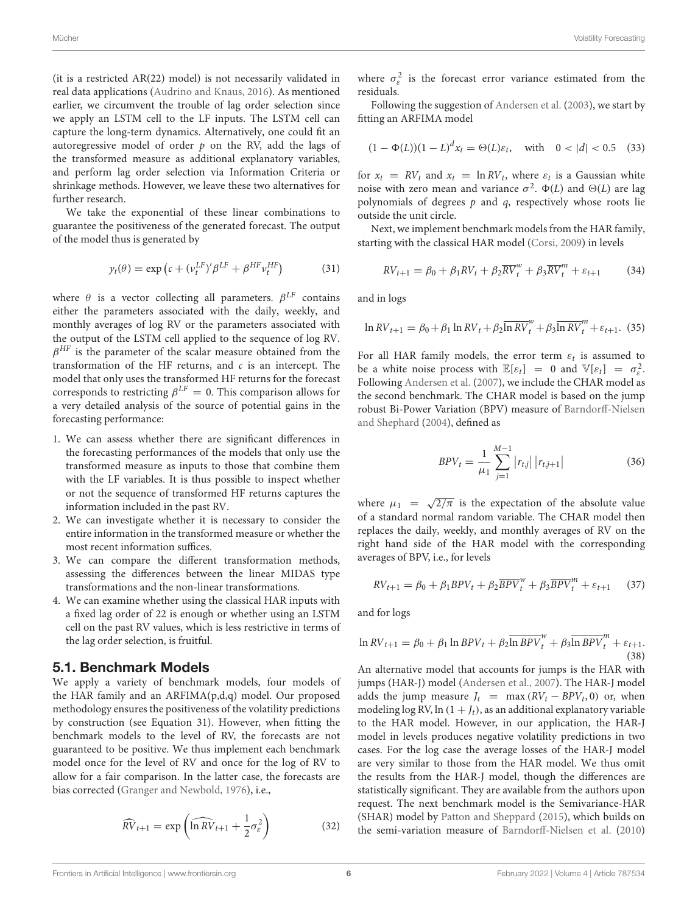(it is a restricted AR(22) model) is not necessarily validated in real data applications (Audrino and Knaus, 2016). As mentioned earlier, we circumvent the trouble of lag order selection since we apply an LSTM cell to the LF inputs. The LSTM cell can capture the long-term dynamics. Alternatively, one could fit an autoregressive model of order $p$ on the RV, add the lags of the transformed measure as additional explanatory variables, and perform lag order selection via Information Criteria or shrinkage methods. However, we leave these two alternatives for further research.

We take the exponential of these linear combinations to guarantee the positiveness of the generated forecast. The output of the model thus is generated by

$$y_t(\theta) = \exp\left(c + (v_t^{LF})'\beta^{LF} + \beta^{HF} v_t^{HF}\right) \tag{31}$$

where $\theta$ is a vector collecting all parameters. $\beta^{LF}$ contains either the parameters associated with the daily, weekly, and monthly averages of log RV or the parameters associated with the output of the LSTM cell applied to the sequence of log RV. $\beta^{HF}$ is the parameter of the scalar measure obtained from the transformation of the HF returns, and $c$ is an intercept. The model that only uses the transformed HF returns for the forecast corresponds to restricting $\beta^{LF} = 0$. This comparison allows for a very detailed analysis of the source of potential gains in the forecasting performance:

1. We can assess whether there are significant differences in the forecasting performances of the models that only use the transformed measure as inputs to those that combine them with the LF variables. It is thus possible to inspect whether or not the sequence of transformed HF returns captures the information included in the past RV.
2. We can investigate whether it is necessary to consider the entire information in the transformed measure or whether the most recent information suffices.
3. We can compare the different transformation methods, assessing the differences between the linear MIDAS type transformations and the non-linear transformations.
4. We can examine whether using the classical HAR inputs with a fixed lag order of 22 is enough or whether using an LSTM cell on the past RV values, which is less restrictive in terms of the lag order selection, is fruitful.

## 5.1. Benchmark Models

We apply a variety of benchmark models, four models of the HAR family and an ARFIMA(p,d,q) model. Our proposed methodology ensures the positiveness of the volatility predictions by construction (see Equation 31). However, when fitting the benchmark models to the level of RV, the forecasts are not guaranteed to be positive. We thus implement each benchmark model once for the level of RV and once for the log of RV to allow for a fair comparison. In the latter case, the forecasts are bias corrected (Granger and Newbold, 1976), i.e.,

$$\widehat{RV}_{t+1} = \exp\left(\widehat{\ln RV}_{t+1} + \frac{1}{2}\sigma_\varepsilon^2\right) \tag{32}$$

where $\sigma_\varepsilon^2$ is the forecast error variance estimated from the residuals.

Following the suggestion of Andersen et al. (2003), we start by fitting an ARFIMA model

$$(1 - \Phi(L))(1 - L)^d x_t = \Theta(L)\varepsilon_t, \quad \text{with} \quad 0 < |d| < 0.5 \tag{33}$$

for $x_t = RV_t$ and $x_t = \ln RV_t$, where $\varepsilon_t$ is a Gaussian white noise with zero mean and variance $\sigma^2$. $\Phi(L)$ and $\Theta(L)$ are lag polynomials of degrees $p$ and $q$, respectively whose roots lie outside the unit circle.

Next, we implement benchmark models from the HAR family, starting with the classical HAR model (Corsi, 2009) in levels

$$RV_{t+1} = \beta_0 + \beta_1 RV_t + \beta_2 \overline{RV}_t^w + \beta_3 \overline{RV}_t^m + \varepsilon_{t+1} \tag{34}$$

and in logs

$$\ln RV_{t+1} = \beta_0 + \beta_1 \ln RV_t + \beta_2 \overline{\ln RV}_t^w + \beta_3 \overline{\ln RV}_t^m + \varepsilon_{t+1}. \tag{35}$$

For all HAR family models, the error term $\varepsilon_t$ is assumed to be a white noise process with $\mathbb{E}[\varepsilon_t] = 0$ and $\mathbb{V}[\varepsilon_t] = \sigma_\varepsilon^2$. Following Andersen et al. (2007), we include the CHAR model as the second benchmark. The CHAR model is based on the jump robust Bi-Power Variation (BPV) measure of Barndorff-Nielsen and Shephard (2004), defined as

$$BPV_t = \frac{1}{\mu_1} \sum_{j=1}^{M-1} |r_{t,j}| \, |r_{t,j+1}| \tag{36}$$

where $\mu_1 = \sqrt{2/\pi}$ is the expectation of the absolute value of a standard normal random variable. The CHAR model then replaces the daily, weekly, and monthly averages of RV on the right hand side of the HAR model with the corresponding averages of BPV, i.e., for levels

$$RV_{t+1} = \beta_0 + \beta_1 BPV_t + \beta_2 \overline{BPV}_t^w + \beta_3 \overline{BPV}_t^m + \varepsilon_{t+1} \tag{37}$$

and for logs

$$\ln RV_{t+1} = \beta_0 + \beta_1 \ln BPV_t + \beta_2 \overline{\ln BPV}_t^w + \beta_3 \overline{\ln BPV}_t^m + \varepsilon_{t+1}. \tag{38}$$

An alternative model that accounts for jumps is the HAR with jumps (HAR-J) model (Andersen et al., 2007). The HAR-J model adds the jump measure $J_t = \max(RV_t - BPV_t, 0)$ or, when modeling log RV, $\ln(1 + J_t)$, as an additional explanatory variable to the HAR model. However, in our application, the HAR-J model in levels produces negative volatility predictions in two cases. For the log case the average losses of the HAR-J model are very similar to those from the HAR model. We thus omit the results from the HAR-J model, though the differences are statistically significant. They are available from the authors upon request. The next benchmark model is the Semivariance-HAR (SHAR) model by Patton and Sheppard (2015), which builds on the semi-variation measure of Barndorff-Nielsen et al. (2010)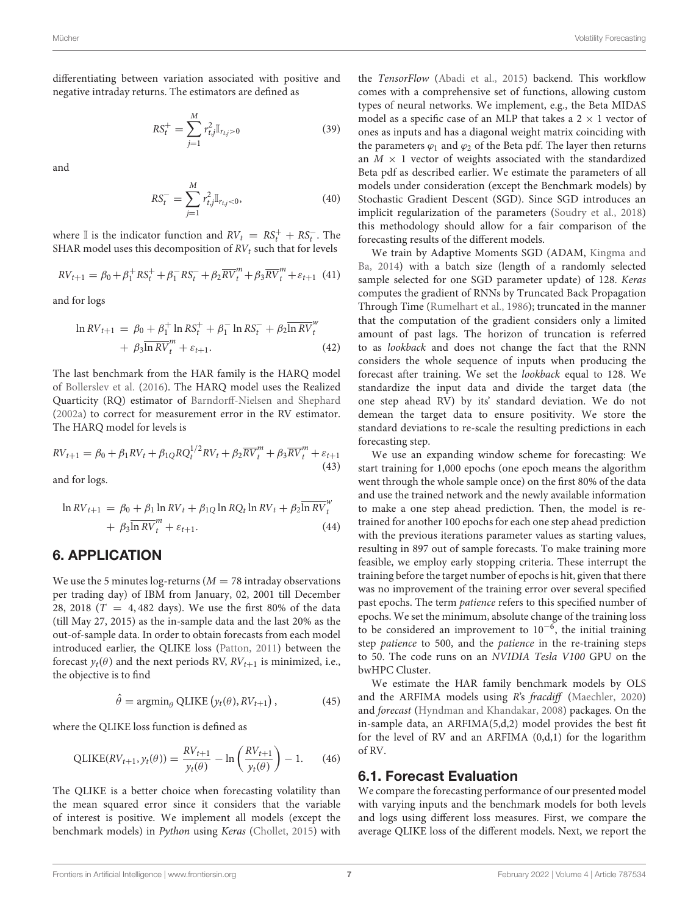differentiating between variation associated with positive and negative intraday returns. The estimators are defined as

$$RS_t^+ = \sum_{j=1}^{M} r_{t,j}^2 \mathbb{I}_{r_{t,j}>0} \tag{39}$$

and

$$RS_t^- = \sum_{j=1}^{M} r_{t,j}^2 \mathbb{I}_{r_{t,j}<0}, \tag{40}$$

where $\mathbb{I}$ is the indicator function and $RV_t = RS_t^+ + RS_t^-$. The SHAR model uses this decomposition of $RV_t$ such that for levels

$$RV_{t+1} = \beta_0 + \beta_1^+ RS_t^+ + \beta_1^- RS_t^- + \beta_2 \overline{RV}_t^m + \beta_3 \overline{RV}_t^m + \varepsilon_{t+1} \tag{41}$$

and for logs

$$\begin{aligned} \ln RV_{t+1} = \; & \beta_0 + \beta_1^+ \ln RS_t^+ + \beta_1^- \ln RS_t^- + \beta_2 \overline{\ln RV}_t^w \\ & + \beta_3 \overline{\ln RV}_t^m + \varepsilon_{t+1}. \end{aligned} \tag{42}$$

The last benchmark from the HAR family is the HARQ model of Bollerslev et al. (2016). The HARQ model uses the Realized Quarticity (RQ) estimator of Barndorff-Nielsen and Shephard (2002a) to correct for measurement error in the RV estimator. The HARQ model for levels is

$$RV_{t+1} = \beta_0 + \beta_1 RV_t + \beta_{1Q} RQ_t^{1/2} RV_t + \beta_2 \overline{RV}_t^m + \beta_3 \overline{RV}_t^m + \varepsilon_{t+1} \tag{43}$$

and for logs.

$$\begin{aligned} \ln RV_{t+1} = \; & \beta_0 + \beta_1 \ln RV_t + \beta_{1Q} \ln RQ_t \ln RV_t + \beta_2 \overline{\ln RV}_t^w \\ & + \beta_3 \overline{\ln RV}_t^m + \varepsilon_{t+1}. \end{aligned} \tag{44}$$

## 6. APPLICATION

We use the 5 minutes log-returns ($M = 78$ intraday observations per trading day) of IBM from January, 02, 2001 till December 28, 2018 ($T = 4,482$ days). We use the first 80% of the data (till May 27, 2015) as the in-sample data and the last 20% as the out-of-sample data. In order to obtain forecasts from each model introduced earlier, the QLIKE loss (Patton, 2011) between the forecast $y_t(\theta)$ and the next periods RV, $RV_{t+1}$ is minimized, i.e., the objective is to find

$$\hat{\theta} = \text{argmin}_\theta \; \text{QLIKE}\left(y_t(\theta), RV_{t+1}\right), \tag{45}$$

where the QLIKE loss function is defined as

$$\text{QLIKE}(RV_{t+1}, y_t(\theta)) = \frac{RV_{t+1}}{y_t(\theta)} - \ln\left(\frac{RV_{t+1}}{y_t(\theta)}\right) - 1. \tag{46}$$

The QLIKE is a better choice when forecasting volatility than the mean squared error since it considers that the variable of interest is positive. We implement all models (except the benchmark models) in *Python* using *Keras* (Chollet, 2015) with the *TensorFlow* (Abadi et al., 2015) backend. This workflow comes with a comprehensive set of functions, allowing custom types of neural networks. We implement, e.g., the Beta MIDAS model as a specific case of an MLP that takes a $2 \times 1$ vector of ones as inputs and has a diagonal weight matrix coinciding with the parameters $\varphi_1$ and $\varphi_2$ of the Beta pdf. The layer then returns an $M \times 1$ vector of weights associated with the standardized Beta pdf as described earlier. We estimate the parameters of all models under consideration (except the Benchmark models) by Stochastic Gradient Descent (SGD). Since SGD introduces an implicit regularization of the parameters (Soudry et al., 2018) this methodology should allow for a fair comparison of the forecasting results of the different models.

We train by Adaptive Moments SGD (ADAM, Kingma and Ba, 2014) with a batch size (length of a randomly selected sample selected for one SGD parameter update) of 128. *Keras* computes the gradient of RNNs by Truncated Back Propagation Through Time (Rumelhart et al., 1986); truncated in the manner that the computation of the gradient considers only a limited amount of past lags. The horizon of truncation is referred to as *lookback* and does not change the fact that the RNN considers the whole sequence of inputs when producing the forecast after training. We set the *lookback* equal to 128. We standardize the input data and divide the target data (the one step ahead RV) by its' standard deviation. We do not demean the target data to ensure positivity. We store the standard deviations to re-scale the resulting predictions in each forecasting step.

We use an expanding window scheme for forecasting: We start training for 1,000 epochs (one epoch means the algorithm went through the whole sample once) on the first 80% of the data and use the trained network and the newly available information to make a one step ahead prediction. Then, the model is re-trained for another 100 epochs for each one step ahead prediction with the previous iterations parameter values as starting values, resulting in 897 out of sample forecasts. To make training more feasible, we employ early stopping criteria. These interrupt the training before the target number of epochs is hit, given that there was no improvement of the training error over several specified past epochs. The term *patience* refers to this specified number of epochs. We set the minimum, absolute change of the training loss to be considered an improvement to $10^{-6}$, the initial training step *patience* to 500, and the *patience* in the re-training steps to 50. The code runs on an *NVIDIA Tesla V100* GPU on the bwHPC Cluster.

We estimate the HAR family benchmark models by OLS and the ARFIMA models using *R*'s *fracdiff* (Maechler, 2020) and *forecast* (Hyndman and Khandakar, 2008) packages. On the in-sample data, an ARFIMA(5,d,2) model provides the best fit for the level of RV and an ARFIMA (0,d,1) for the logarithm of RV.

### 6.1. Forecast Evaluation

We compare the forecasting performance of our presented model with varying inputs and the benchmark models for both levels and logs using different loss measures. First, we compare the average QLIKE loss of the different models. Next, we report the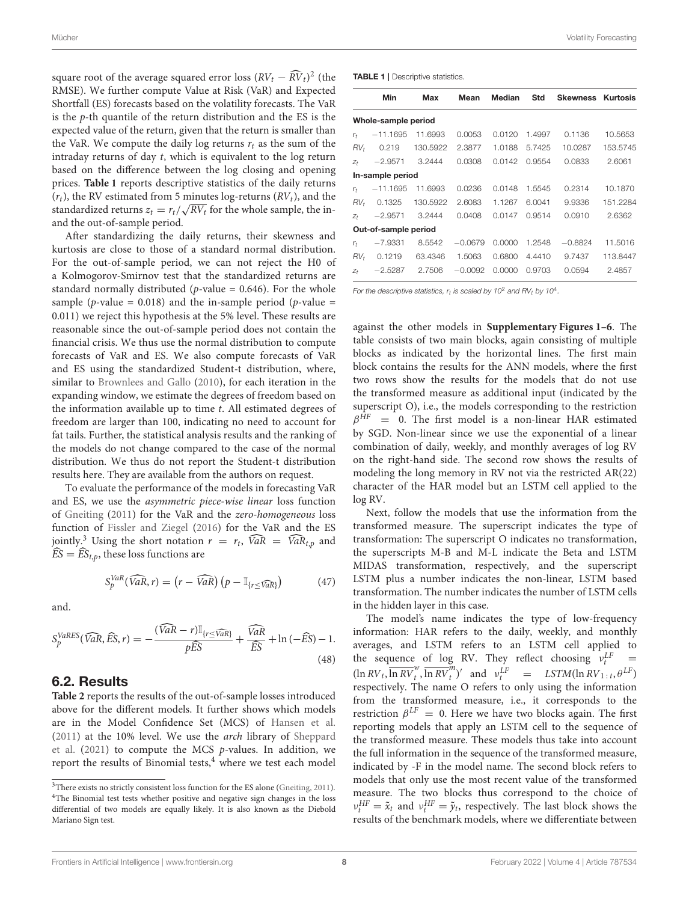square root of the average squared error loss $(RV_t - \widehat{RV}_t)^2$ (the RMSE). We further compute Value at Risk (VaR) and Expected Shortfall (ES) forecasts based on the volatility forecasts. The VaR is the $p$-th quantile of the return distribution and the ES is the expected value of the return, given that the return is smaller than the VaR. We compute the daily log returns $r_t$ as the sum of the intraday returns of day $t$, which is equivalent to the log return based on the difference between the log closing and opening prices. **Table 1** reports descriptive statistics of the daily returns ($r_t$), the RV estimated from 5 minutes log-returns ($RV_t$), and the standardized returns $z_t = r_t/\sqrt{RV_t}$ for the whole sample, the in- and the out-of-sample period.

After standardizing the daily returns, their skewness and kurtosis are close to those of a standard normal distribution. For the out-of-sample period, we can not reject the H0 of a Kolmogorov-Smirnov test that the standardized returns are standard normally distributed ($p$-value = 0.646). For the whole sample ($p$-value = 0.018) and the in-sample period ($p$-value = 0.011) we reject this hypothesis at the 5% level. These results are reasonable since the out-of-sample period does not contain the financial crisis. We thus use the normal distribution to compute forecasts of VaR and ES. We also compute forecasts of VaR and ES using the standardized Student-t distribution, where, similar to Brownlees and Gallo (2010), for each iteration in the expanding window, we estimate the degrees of freedom based on the information available up to time $t$. All estimated degrees of freedom are larger than 100, indicating no need to account for fat tails. Further, the statistical analysis results and the ranking of the models do not change compared to the case of the normal distribution. We thus do not report the Student-t distribution results here. They are available from the authors on request.

To evaluate the performance of the models in forecasting VaR and ES, we use the *asymmetric piece-wise linear* loss function of Gneiting (2011) for the VaR and the *zero-homogeneous* loss function of Fissler and Ziegel (2016) for the VaR and the ES jointly.[3] Using the short notation $r = r_t$, $\widehat{VaR} = \widehat{VaR}_{t,p}$ and $\widehat{ES} = \widehat{ES}_{t,p}$, these loss functions are

$$S_p^{VaR}(\widehat{VaR}, r) = \left(r - \widehat{VaR}\right)\left(p - \mathbb{I}_{\{r \leq \widehat{VaR}\}}\right) \tag{47}$$

and.

$$S_p^{VaRES}(\widehat{VaR}, \widehat{ES}, r) = -\frac{(\widehat{VaR} - r)\mathbb{I}_{\{r \leq \widehat{VaR}\}}}{p\widehat{ES}} + \frac{\widehat{VaR}}{\widehat{ES}} + \ln(-\widehat{ES}) - 1. \tag{48}$$

## 6.2. Results

**Table 2** reports the results of the out-of-sample losses introduced above for the different models. It further shows which models are in the Model Confidence Set (MCS) of Hansen et al. (2011) at the 10% level. We use the *arch* library of Sheppard et al. (2021) to compute the MCS $p$-values. In addition, we report the results of Binomial tests,[4] where we test each model against the other models in **Supplementary Figures 1–6**. The table consists of two main blocks, again consisting of multiple blocks as indicated by the horizontal lines. The first main block contains the results for the ANN models, where the first two rows show the results for the models that do not use the transformed measure as additional input (indicated by the superscript O), i.e., the models corresponding to the restriction $\beta^{HF} = 0$. The first model is a non-linear HAR estimated by SGD. Non-linear since we use the exponential of a linear combination of daily, weekly, and monthly averages of log RV on the right-hand side. The second row shows the results of modeling the long memory in RV not via the restricted AR(22) character of the HAR model but an LSTM cell applied to the log RV.

Next, follow the models that use the information from the transformed measure. The superscript indicates the type of transformation: The superscript O indicates no transformation, the superscripts M-B and M-L indicate the Beta and LSTM MIDAS transformation, respectively, and the superscript LSTM plus a number indicates the non-linear, LSTM based transformation. The number indicates the number of LSTM cells in the hidden layer in this case.

The model's name indicates the type of low-frequency information: HAR refers to the daily, weekly, and monthly averages, and LSTM refers to an LSTM cell applied to the sequence of log RV. They reflect choosing $v_t^{LF} = (\ln RV_t, \overline{\ln RV}_t^w, \overline{\ln RV}_t^m)'$ and $v_t^{LF} = LSTM(\ln RV_{1:t}, \theta^{LF})$ respectively. The name O refers to only using the information from the transformed measure, i.e., it corresponds to the restriction $\beta^{LF} = 0$. Here we have two blocks again. The first reporting models that apply an LSTM cell to the sequence of the transformed measure. These models thus take into account the full information in the sequence of the transformed measure, indicated by -F in the model name. The second block refers to models that only use the most recent value of the transformed measure. The two blocks thus correspond to the choice of $v_t^{HF} = \tilde{x}_t$ and $v_t^{HF} = \tilde{y}_t$, respectively. The last block shows the results of the benchmark models, where we differentiate between

**TABLE 1** | Descriptive statistics.

| | Min | Max | Mean | Median | Std | Skewness | Kurtosis |
|---|---|---|---|---|---|---|---|
| **Whole-sample period** | | | | | | | |
| $r_t$ | −11.1695 | 11.6993 | 0.0053 | 0.0120 | 1.4997 | 0.1136 | 10.5653 |
| $RV_t$ | 0.219 | 130.5922 | 2.3877 | 1.0188 | 5.7425 | 10.0287 | 153.5745 |
| $z_t$ | −2.9571 | 3.2444 | 0.0308 | 0.0142 | 0.9554 | 0.0833 | 2.6061 |
| **In-sample period** | | | | | | | |
| $r_t$ | −11.1695 | 11.6993 | 0.0236 | 0.0148 | 1.5545 | 0.2314 | 10.1870 |
| $RV_t$ | 0.1325 | 130.5922 | 2.6083 | 1.1267 | 6.0041 | 9.9336 | 151.2284 |
| $z_t$ | −2.9571 | 3.2444 | 0.0408 | 0.0147 | 0.9514 | 0.0910 | 2.6362 |
| **Out-of-sample period** | | | | | | | |
| $r_t$ | −7.9331 | 8.5542 | −0.0679 | 0.0000 | 1.2548 | −0.8824 | 11.5016 |
| $RV_t$ | 0.1219 | 63.4346 | 1.5063 | 0.6800 | 4.4410 | 9.7437 | 113.8447 |
| $z_t$ | −2.5287 | 2.7506 | −0.0092 | 0.0000 | 0.9703 | 0.0594 | 2.4857 |

*For the descriptive statistics, $r_t$ is scaled by $10^2$ and $RV_t$ by $10^4$.*

---

[3] There exists no strictly consistent loss function for the ES alone (Gneiting, 2011).

[4] The Binomial test tests whether positive and negative sign changes in the loss differential of two models are equally likely. It is also known as the Diebold Mariano Sign test.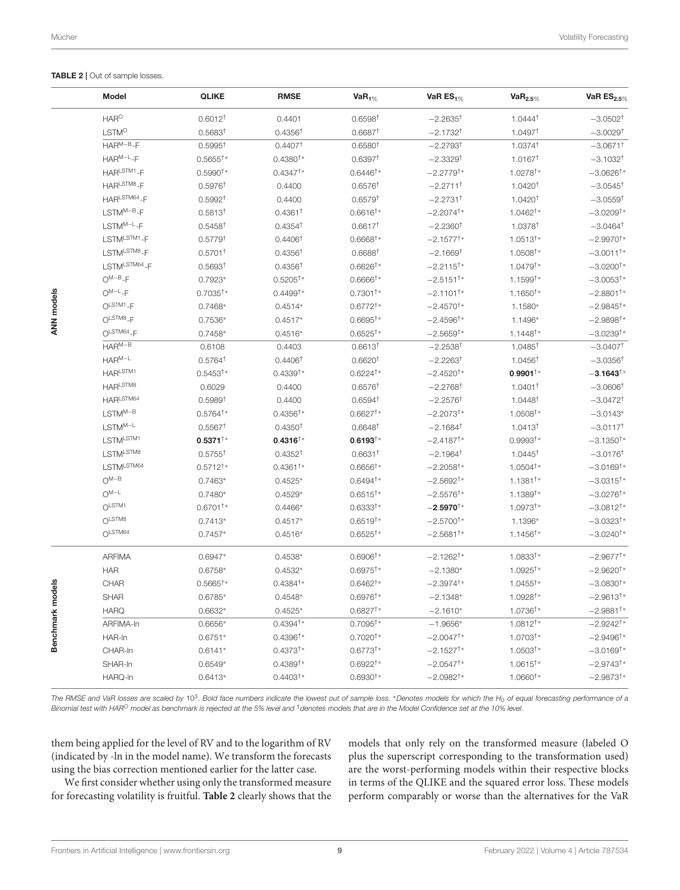**TABLE 2** | Out of sample losses.

| | Model | QLIKE | RMSE | $VaR_{1\%}$ | VaR $ES_{1\%}$ | $VaR_{2.5\%}$ | VaR $ES_{2.5\%}$ |
|---|---|---|---|---|---|---|---|
| ANN models | $HAR^{O}$ | $0.6012^{\dagger}$ | 0.4401 | $0.6598^{\dagger}$ | $-2.2635^{\dagger}$ | $1.0444^{\dagger}$ | $-3.0502^{\dagger}$ |
| | $LSTM^{O}$ | $0.5683^{\dagger}$ | $0.4356^{\dagger}$ | $0.6687^{\dagger}$ | $-2.1732^{\dagger}$ | $1.0497^{\dagger}$ | $-3.0029^{\dagger}$ |
| | $HAR^{M-B}$-F | $0.5995^{\dagger}$ | $0.4407^{\dagger}$ | $0.6580^{\dagger}$ | $-2.2793^{\dagger}$ | $1.0374^{\dagger}$ | $-3.0671^{\dagger}$ |
| | $HAR^{M-L}$-F | $0.5655^{\dagger*}$ | $0.4380^{\dagger*}$ | $0.6397^{\dagger}$ | $-2.3329^{\dagger}$ | $1.0167^{\dagger}$ | $-3.1032^{\dagger}$ |
| | $HAR^{LSTM1}$-F | $0.5990^{\dagger*}$ | $0.4347^{\dagger*}$ | $0.6446^{\dagger*}$ | $-2.2779^{\dagger*}$ | $1.0278^{\dagger*}$ | $-3.0626^{\dagger*}$ |
| | $HAR^{LSTM8}$-F | $0.5976^{\dagger}$ | 0.4400 | $0.6576^{\dagger}$ | $-2.2711^{\dagger}$ | $1.0420^{\dagger}$ | $-3.0545^{\dagger}$ |
| | $HAR^{LSTM64}$-F | $0.5992^{\dagger}$ | 0.4400 | $0.6579^{\dagger}$ | $-2.2731^{\dagger}$ | $1.0420^{\dagger}$ | $-3.0559^{\dagger}$ |
| | $LSTM^{M-B}$-F | $0.5813^{\dagger}$ | $0.4361^{\dagger}$ | $0.6616^{\dagger*}$ | $-2.2074^{\dagger*}$ | $1.0462^{\dagger*}$ | $-3.0209^{\dagger*}$ |
| | $LSTM^{M-L}$-F | $0.5458^{\dagger}$ | $0.4354^{\dagger}$ | $0.6617^{\dagger}$ | $-2.2360^{\dagger}$ | $1.0378^{\dagger}$ | $-3.0464^{\dagger}$ |
| | $LSTM^{LSTM1}$-F | $0.5779^{\dagger}$ | $0.4406^{\dagger}$ | $0.6668^{\dagger*}$ | $-2.1577^{\dagger*}$ | $1.0513^{\dagger*}$ | $-2.9970^{\dagger*}$ |
| | $LSTM^{LSTM8}$-F | $0.5701^{\dagger}$ | $0.4356^{\dagger}$ | $0.6688^{\dagger}$ | $-2.1669^{\dagger}$ | $1.0508^{\dagger*}$ | $-3.0011^{\dagger*}$ |
| | $LSTM^{LSTM64}$-F | $0.5693^{\dagger}$ | $0.4356^{\dagger}$ | $0.6626^{\dagger*}$ | $-2.2115^{\dagger*}$ | $1.0479^{\dagger*}$ | $-3.0200^{\dagger*}$ |
| | $O^{M-B}$-F | $0.7923^{*}$ | $0.5205^{\dagger*}$ | $0.6666^{\dagger*}$ | $-2.5151^{\dagger*}$ | $1.1599^{\dagger*}$ | $-3.0053^{\dagger*}$ |
| | $O^{M-L}$-F | $0.7035^{\dagger*}$ | $0.4499^{\dagger*}$ | $0.7301^{\dagger*}$ | $-2.1101^{\dagger*}$ | $1.1650^{\dagger*}$ | $-2.8801^{\dagger*}$ |
| | $O^{LSTM1}$-F | $0.7468^{*}$ | $0.4514^{*}$ | $0.6772^{\dagger*}$ | $-2.4570^{\dagger*}$ | $1.1580^{*}$ | $-2.9845^{\dagger*}$ |
| | $O^{LSTM8}$-F | $0.7536^{*}$ | $0.4517^{*}$ | $0.6695^{\dagger*}$ | $-2.4596^{\dagger*}$ | $1.1496^{*}$ | $-2.9898^{\dagger*}$ |
| | $O^{LSTM64}$-F | $0.7458^{*}$ | $0.4516^{*}$ | $0.6525^{\dagger*}$ | $-2.5659^{\dagger*}$ | $1.1448^{\dagger*}$ | $-3.0239^{\dagger*}$ |
| | $HAR^{M-B}$ | 0.6108 | 0.4403 | $0.6613^{\dagger}$ | $-2.2538^{\dagger}$ | $1.0485^{\dagger}$ | $-3.0407^{\dagger}$ |
| | $HAR^{M-L}$ | $0.5764^{\dagger}$ | $0.4406^{\dagger}$ | $0.6620^{\dagger}$ | $-2.2263^{\dagger}$ | $1.0456^{\dagger}$ | $-3.0356^{\dagger}$ |
| | $HAR^{LSTM1}$ | $0.5453^{\dagger*}$ | $0.4339^{\dagger*}$ | $0.6224^{\dagger*}$ | $-2.4520^{\dagger*}$ | $\mathbf{0.9901}^{\dagger*}$ | $\mathbf{-3.1643}^{\dagger*}$ |
| | $HAR^{LSTM8}$ | 0.6029 | 0.4400 | $0.6576^{\dagger}$ | $-2.2768^{\dagger}$ | $1.0401^{\dagger}$ | $-3.0606^{\dagger}$ |
| | $HAR^{LSTM64}$ | $0.5989^{\dagger}$ | 0.4400 | $0.6594^{\dagger}$ | $-2.2576^{\dagger}$ | $1.0448^{\dagger}$ | $-3.0472^{\dagger}$ |
| | $LSTM^{M-B}$ | $0.5764^{\dagger*}$ | $0.4356^{\dagger*}$ | $0.6627^{\dagger*}$ | $-2.2073^{\dagger*}$ | $1.0508^{\dagger*}$ | $-3.0143^{*}$ |
| | $LSTM^{M-L}$ | $0.5567^{\dagger}$ | $0.4350^{\dagger}$ | $0.6648^{\dagger}$ | $-2.1684^{\dagger}$ | $1.0413^{\dagger}$ | $-3.0117^{\dagger}$ |
| | $LSTM^{LSTM1}$ | $\mathbf{0.5371}^{\dagger*}$ | $\mathbf{0.4316}^{\dagger*}$ | $\mathbf{0.6193}^{\dagger*}$ | $-2.4187^{\dagger*}$ | $0.9993^{\dagger*}$ | $-3.1350^{\dagger*}$ |
| | $LSTM^{LSTM8}$ | $0.5755^{\dagger}$ | $0.4352^{\dagger}$ | $0.6631^{\dagger}$ | $-2.1964^{\dagger}$ | $1.0445^{\dagger}$ | $-3.0176^{\dagger}$ |
| | $LSTM^{LSTM64}$ | $0.5712^{\dagger*}$ | $0.4361^{\dagger*}$ | $0.6656^{\dagger*}$ | $-2.2058^{\dagger*}$ | $1.0504^{\dagger*}$ | $-3.0169^{\dagger*}$ |
| | $O^{M-B}$ | $0.7463^{*}$ | $0.4525^{*}$ | $0.6494^{\dagger*}$ | $-2.5692^{\dagger*}$ | $1.1381^{\dagger*}$ | $-3.0315^{\dagger*}$ |
| | $O^{M-L}$ | $0.7480^{*}$ | $0.4529^{*}$ | $0.6515^{\dagger*}$ | $-2.5576^{\dagger*}$ | $1.1389^{\dagger*}$ | $-3.0276^{\dagger*}$ |
| | $O^{LSTM1}$ | $0.6701^{\dagger*}$ | $0.4466^{*}$ | $0.6333^{\dagger*}$ | $\mathbf{-2.5970}^{\dagger*}$ | $1.0973^{\dagger*}$ | $-3.0812^{\dagger*}$ |
| | $O^{LSTM8}$ | $0.7413^{*}$ | $0.4517^{*}$ | $0.6519^{\dagger*}$ | $-2.5700^{\dagger*}$ | $1.1396^{*}$ | $-3.0323^{\dagger*}$ |
| | $O^{LSTM64}$ | $0.7457^{*}$ | $0.4516^{*}$ | $0.6525^{\dagger*}$ | $-2.5681^{\dagger*}$ | $1.1456^{\dagger*}$ | $-3.0240^{\dagger*}$ |
| Benchmark models | ARFIMA | $0.6947^{*}$ | $0.4538^{*}$ | $0.6906^{\dagger*}$ | $-2.1262^{\dagger*}$ | $1.0833^{\dagger*}$ | $-2.9677^{\dagger*}$ |
| | HAR | $0.6758^{*}$ | $0.4532^{*}$ | $0.6975^{\dagger*}$ | $-2.1380^{*}$ | $1.0925^{\dagger*}$ | $-2.9620^{\dagger*}$ |
| | CHAR | $0.5665^{\dagger*}$ | $0.4384^{\dagger*}$ | $0.6462^{\dagger*}$ | $-2.3974^{\dagger*}$ | $1.0455^{\dagger*}$ | $-3.0830^{\dagger*}$ |
| | SHAR | $0.6785^{*}$ | $0.4548^{*}$ | $0.6976^{\dagger*}$ | $-2.1348^{*}$ | $1.0928^{\dagger*}$ | $-2.9613^{\dagger*}$ |
| | HARQ | $0.6632^{*}$ | $0.4525^{*}$ | $0.6827^{\dagger*}$ | $-2.1610^{*}$ | $1.0736^{\dagger*}$ | $-2.9881^{\dagger*}$ |
| | ARFIMA-ln | $0.6656^{*}$ | $0.4394^{\dagger*}$ | $0.7095^{\dagger*}$ | $-1.9656^{*}$ | $1.0812^{\dagger*}$ | $-2.9242^{\dagger*}$ |
| | HAR-ln | $0.6751^{*}$ | $0.4396^{\dagger*}$ | $0.7020^{\dagger*}$ | $-2.0047^{\dagger*}$ | $1.0703^{\dagger*}$ | $-2.9496^{\dagger*}$ |
| | CHAR-ln | $0.6141^{*}$ | $0.4373^{\dagger*}$ | $0.6773^{\dagger*}$ | $-2.1527^{\dagger*}$ | $1.0503^{\dagger*}$ | $-3.0169^{\dagger*}$ |
| | SHAR-ln | $0.6549^{*}$ | $0.4389^{\dagger*}$ | $0.6922^{\dagger*}$ | $-2.0547^{\dagger*}$ | $1.0615^{\dagger*}$ | $-2.9743^{\dagger*}$ |
| | HARQ-ln | $0.6413^{*}$ | $0.4403^{\dagger*}$ | $0.6930^{\dagger*}$ | $-2.0982^{\dagger*}$ | $1.0660^{\dagger*}$ | $-2.9873^{\dagger*}$ |

*The RMSE and VaR losses are scaled by $10^3$. Bold face numbers indicate the lowest out of sample loss. \*Denotes models for which the $H_0$ of equal forecasting performance of a Binomial test with $HAR^{O}$ model as benchmark is rejected at the 5% level and †denotes models that are in the Model Confidence set at the 10% level.*

them being applied for the level of RV and to the logarithm of RV (indicated by -ln in the model name). We transform the forecasts using the bias correction mentioned earlier for the latter case.

We first consider whether using only the transformed measure for forecasting volatility is fruitful. **Table 2** clearly shows that the models that only rely on the transformed measure (labeled O plus the superscript corresponding to the transformation used) are the worst-performing models within their respective blocks in terms of the QLIKE and the squared error loss. These models perform comparably or worse than the alternatives for the VaR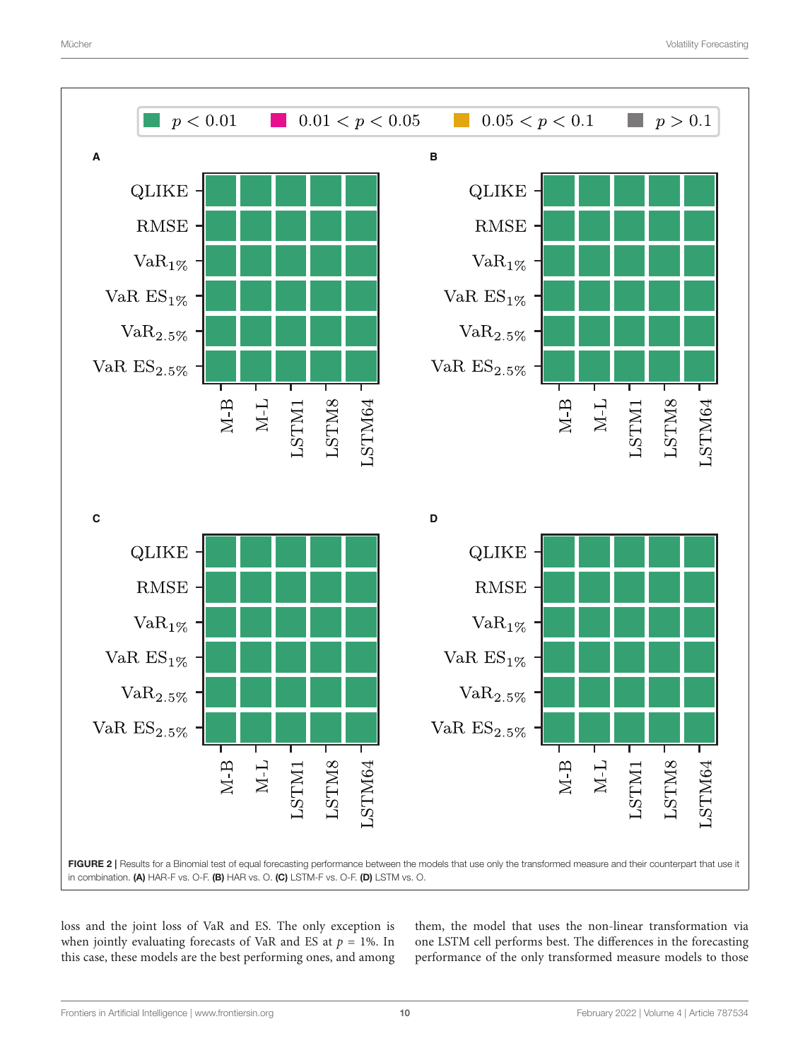FIGURE 2 | Results for a Binomial test of equal forecasting performance between the models that use only the transformed measure and their counterpart that use it in combination. **(A)** HAR-F vs. O-F. **(B)** HAR vs. O. **(C)** LSTM-F vs. O-F. **(D)** LSTM vs. O.

loss and the joint loss of VaR and ES. The only exception is when jointly evaluating forecasts of VaR and ES at $p = 1\%$. In this case, these models are the best performing ones, and among them, the model that uses the non-linear transformation via one LSTM cell performs best. The differences in the forecasting performance of the only transformed measure models to those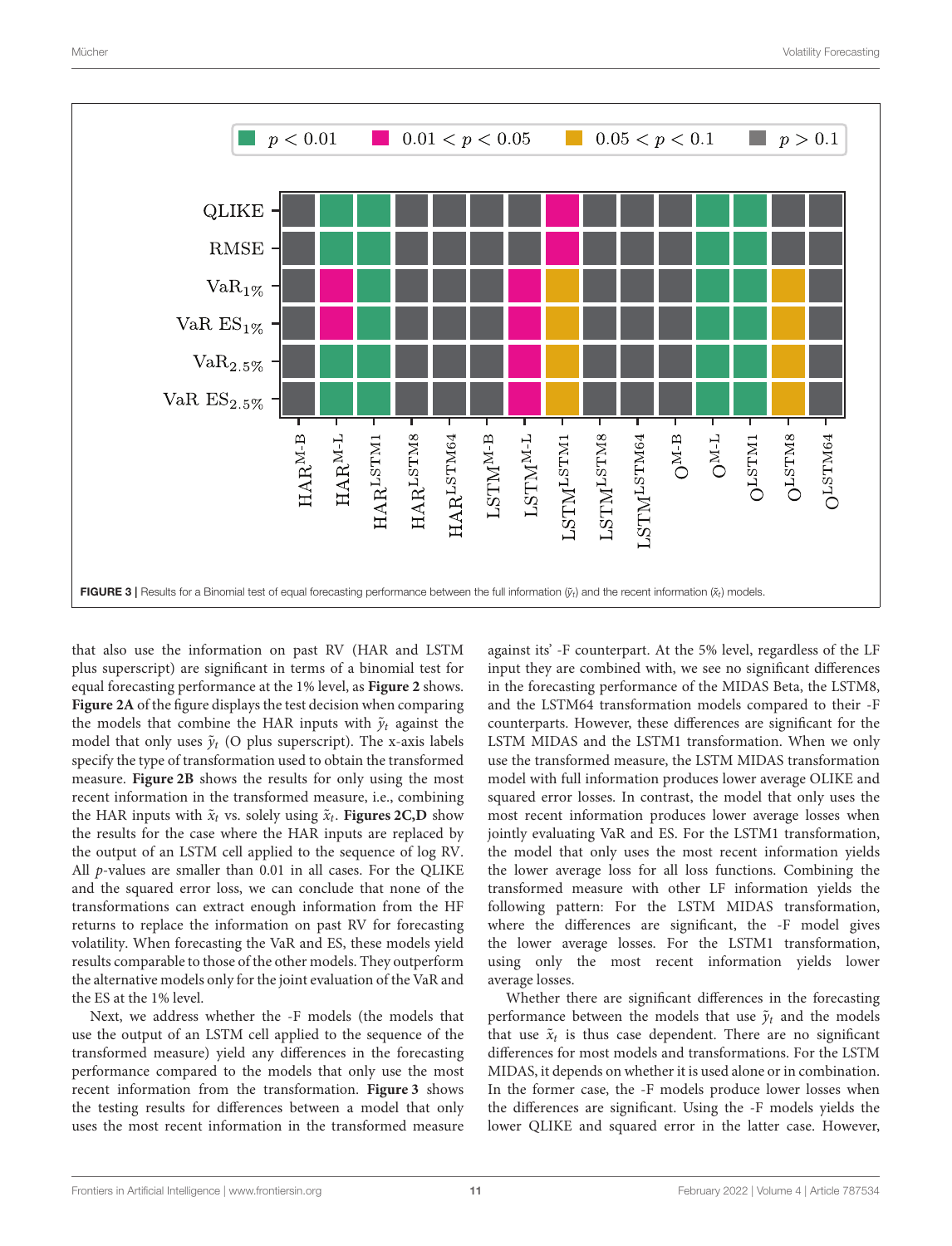FIGURE 3 | Results for a Binomial test of equal forecasting performance between the full information ($\tilde{y}_t$) and the recent information ($\tilde{x}_t$) models.

that also use the information on past RV (HAR and LSTM plus superscript) are significant in terms of a binomial test for equal forecasting performance at the 1% level, as **Figure 2** shows. **Figure 2A** of the figure displays the test decision when comparing the models that combine the HAR inputs with $\tilde{y}_t$ against the model that only uses $\tilde{y}_t$ (O plus superscript). The x-axis labels specify the type of transformation used to obtain the transformed measure. **Figure 2B** shows the results for only using the most recent information in the transformed measure, i.e., combining the HAR inputs with $\tilde{x}_t$ vs. solely using $\tilde{x}_t$. **Figures 2C,D** show the results for the case where the HAR inputs are replaced by the output of an LSTM cell applied to the sequence of log RV. All $p$-values are smaller than 0.01 in all cases. For the QLIKE and the squared error loss, we can conclude that none of the transformations can extract enough information from the HF returns to replace the information on past RV for forecasting volatility. When forecasting the VaR and ES, these models yield results comparable to those of the other models. They outperform the alternative models only for the joint evaluation of the VaR and the ES at the 1% level.

Next, we address whether the -F models (the models that use the output of an LSTM cell applied to the sequence of the transformed measure) yield any differences in the forecasting performance compared to the models that only use the most recent information from the transformation. **Figure 3** shows the testing results for differences between a model that only uses the most recent information in the transformed measure against its' -F counterpart. At the 5% level, regardless of the LF input they are combined with, we see no significant differences in the forecasting performance of the MIDAS Beta, the LSTM8, and the LSTM64 transformation models compared to their -F counterparts. However, these differences are significant for the LSTM MIDAS and the LSTM1 transformation. When we only use the transformed measure, the LSTM MIDAS transformation model with full information produces lower average OLIKE and squared error losses. In contrast, the model that only uses the most recent information produces lower average losses when jointly evaluating VaR and ES. For the LSTM1 transformation, the model that only uses the most recent information yields the lower average loss for all loss functions. Combining the transformed measure with other LF information yields the following pattern: For the LSTM MIDAS transformation, where the differences are significant, the -F model gives the lower average losses. For the LSTM1 transformation, using only the most recent information yields lower average losses.

Whether there are significant differences in the forecasting performance between the models that use $\tilde{y}_t$ and the models that use $\tilde{x}_t$ is thus case dependent. There are no significant differences for most models and transformations. For the LSTM MIDAS, it depends on whether it is used alone or in combination. In the former case, the -F models produce lower losses when the differences are significant. Using the -F models yields the lower QLIKE and squared error in the latter case. However,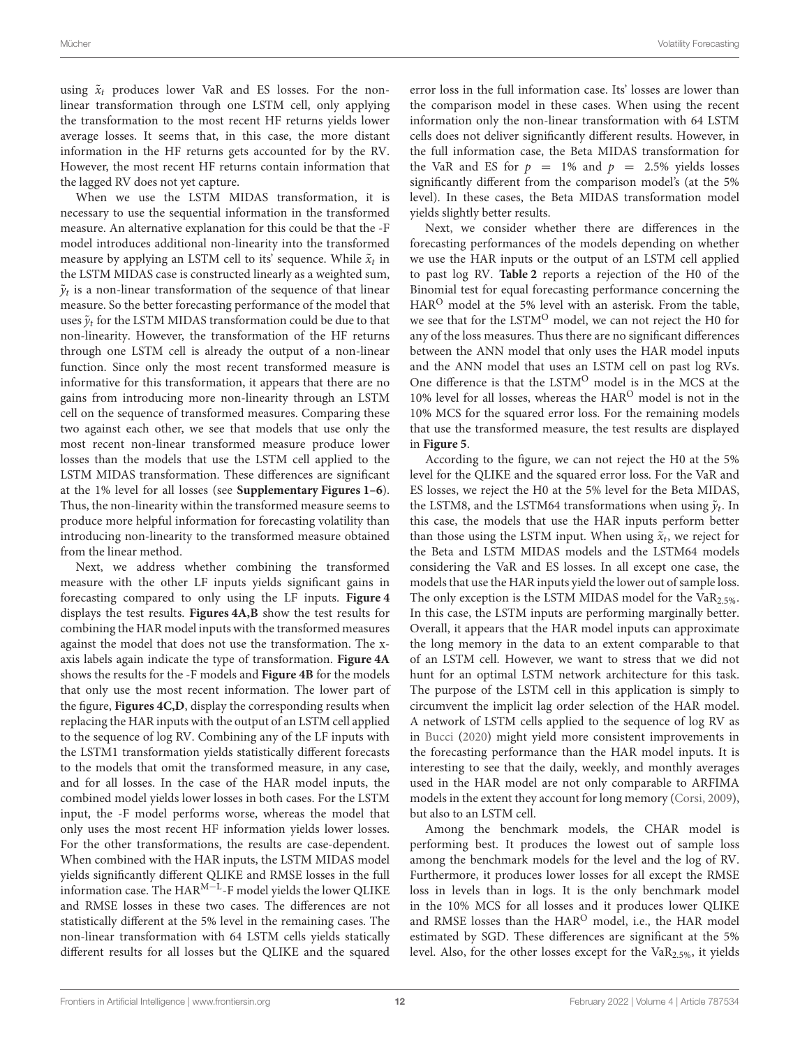using $\tilde{x}_t$ produces lower VaR and ES losses. For the non-linear transformation through one LSTM cell, only applying the transformation to the most recent HF returns yields lower average losses. It seems that, in this case, the more distant information in the HF returns gets accounted for by the RV. However, the most recent HF returns contain information that the lagged RV does not yet capture.

When we use the LSTM MIDAS transformation, it is necessary to use the sequential information in the transformed measure. An alternative explanation for this could be that the -F model introduces additional non-linearity into the transformed measure by applying an LSTM cell to its' sequence. While $\tilde{x}_t$ in the LSTM MIDAS case is constructed linearly as a weighted sum, $\tilde{y}_t$ is a non-linear transformation of the sequence of that linear measure. So the better forecasting performance of the model that uses $\tilde{y}_t$ for the LSTM MIDAS transformation could be due to that non-linearity. However, the transformation of the HF returns through one LSTM cell is already the output of a non-linear function. Since only the most recent transformed measure is informative for this transformation, it appears that there are no gains from introducing more non-linearity through an LSTM cell on the sequence of transformed measures. Comparing these two against each other, we see that models that use only the most recent non-linear transformed measure produce lower losses than the models that use the LSTM cell applied to the LSTM MIDAS transformation. These differences are significant at the 1% level for all losses (see **Supplementary Figures 1–6**). Thus, the non-linearity within the transformed measure seems to produce more helpful information for forecasting volatility than introducing non-linearity to the transformed measure obtained from the linear method.

Next, we address whether combining the transformed measure with the other LF inputs yields significant gains in forecasting compared to only using the LF inputs. **Figure 4** displays the test results. **Figures 4A,B** show the test results for combining the HAR model inputs with the transformed measures against the model that does not use the transformation. The x-axis labels again indicate the type of transformation. **Figure 4A** shows the results for the -F models and **Figure 4B** for the models that only use the most recent information. The lower part of the figure, **Figures 4C,D**, display the corresponding results when replacing the HAR inputs with the output of an LSTM cell applied to the sequence of log RV. Combining any of the LF inputs with the LSTM1 transformation yields statistically different forecasts to the models that omit the transformed measure, in any case, and for all losses. In the case of the HAR model inputs, the combined model yields lower losses in both cases. For the LSTM input, the -F model performs worse, whereas the model that only uses the most recent HF information yields lower losses. For the other transformations, the results are case-dependent. When combined with the HAR inputs, the LSTM MIDAS model yields significantly different QLIKE and RMSE losses in the full information case. The $\text{HAR}^{\text{M-L}}$-F model yields the lower QLIKE and RMSE losses in these two cases. The differences are not statistically different at the 5% level in the remaining cases. The non-linear transformation with 64 LSTM cells yields statically different results for all losses but the QLIKE and the squared error loss in the full information case. Its' losses are lower than the comparison model in these cases. When using the recent information only the non-linear transformation with 64 LSTM cells does not deliver significantly different results. However, in the full information case, the Beta MIDAS transformation for the VaR and ES for $p = 1\%$ and $p = 2.5\%$ yields losses significantly different from the comparison model's (at the 5% level). In these cases, the Beta MIDAS transformation model yields slightly better results.

Next, we consider whether there are differences in the forecasting performances of the models depending on whether we use the HAR inputs or the output of an LSTM cell applied to past log RV. **Table 2** reports a rejection of the H0 of the Binomial test for equal forecasting performance concerning the $\text{HAR}^{\text{O}}$ model at the 5% level with an asterisk. From the table, we see that for the $\text{LSTM}^{\text{O}}$ model, we can not reject the H0 for any of the loss measures. Thus there are no significant differences between the ANN model that only uses the HAR model inputs and the ANN model that uses an LSTM cell on past log RVs. One difference is that the $\text{LSTM}^{\text{O}}$ model is in the MCS at the 10% level for all losses, whereas the $\text{HAR}^{\text{O}}$ model is not in the 10% MCS for the squared error loss. For the remaining models that use the transformed measure, the test results are displayed in **Figure 5**.

According to the figure, we can not reject the H0 at the 5% level for the QLIKE and the squared error loss. For the VaR and ES losses, we reject the H0 at the 5% level for the Beta MIDAS, the LSTM8, and the LSTM64 transformations when using $\tilde{y}_t$. In this case, the models that use the HAR inputs perform better than those using the LSTM input. When using $\tilde{x}_t$, we reject for the Beta and LSTM MIDAS models and the LSTM64 models considering the VaR and ES losses. In all except one case, the models that use the HAR inputs yield the lower out of sample loss. The only exception is the LSTM MIDAS model for the $\text{VaR}_{2.5\%}$. In this case, the LSTM inputs are performing marginally better. Overall, it appears that the HAR model inputs can approximate the long memory in the data to an extent comparable to that of an LSTM cell. However, we want to stress that we did not hunt for an optimal LSTM network architecture for this task. The purpose of the LSTM cell in this application is simply to circumvent the implicit lag order selection of the HAR model. A network of LSTM cells applied to the sequence of log RV as in Bucci (2020) might yield more consistent improvements in the forecasting performance than the HAR model inputs. It is interesting to see that the daily, weekly, and monthly averages used in the HAR model are not only comparable to ARFIMA models in the extent they account for long memory (Corsi, 2009), but also to an LSTM cell.

Among the benchmark models, the CHAR model is performing best. It produces the lowest out of sample loss among the benchmark models for the level and the log of RV. Furthermore, it produces lower losses for all except the RMSE loss in levels than in logs. It is the only benchmark model in the 10% MCS for all losses and it produces lower QLIKE and RMSE losses than the $\text{HAR}^{\text{O}}$ model, i.e., the HAR model estimated by SGD. These differences are significant at the 5% level. Also, for the other losses except for the $\text{VaR}_{2.5\%}$, it yields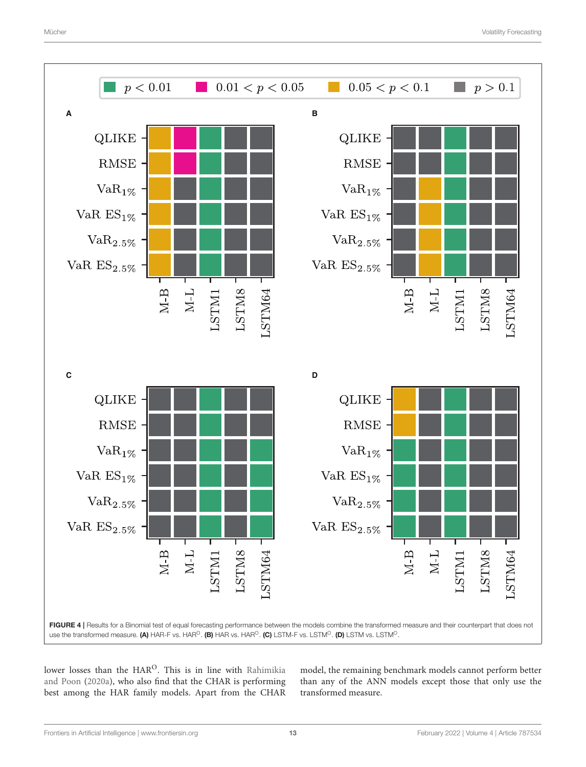FIGURE 4 | Results for a Binomial test of equal forecasting performance between the models combine the transformed measure and their counterpart that does not use the transformed measure. **(A)** HAR-F vs. HAR$^{O}$. **(B)** HAR vs. HAR$^{O}$. **(C)** LSTM-F vs. LSTM$^{O}$. **(D)** LSTM vs. LSTM$^{O}$.

lower losses than the HAR$^{O}$. This is in line with Rahimikia and Poon (2020a), who also find that the CHAR is performing best among the HAR family models. Apart from the CHAR model, the remaining benchmark models cannot perform better than any of the ANN models except those that only use the transformed measure.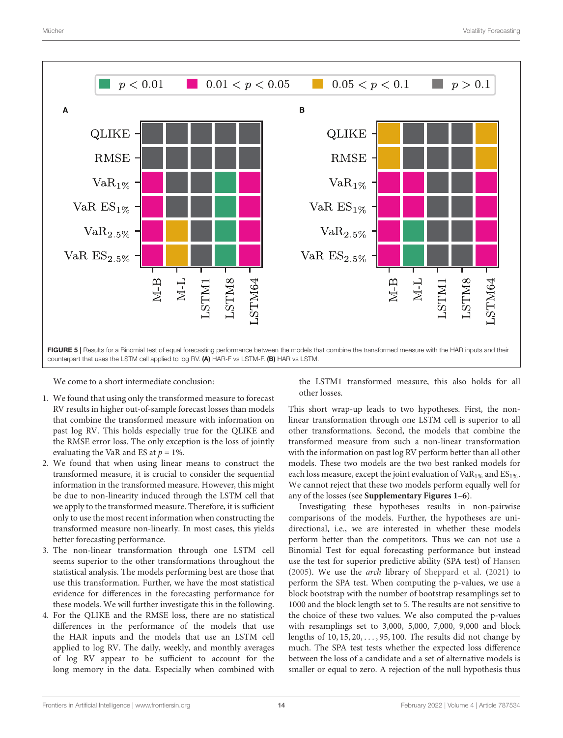FIGURE 5 | Results for a Binomial test of equal forecasting performance between the models that combine the transformed measure with the HAR inputs and their counterpart that uses the LSTM cell applied to log RV. **(A)** HAR-F vs LSTM-F. **(B)** HAR vs LSTM.

We come to a short intermediate conclusion:

1. We found that using only the transformed measure to forecast RV results in higher out-of-sample forecast losses than models that combine the transformed measure with information on past log RV. This holds especially true for the QLIKE and the RMSE error loss. The only exception is the loss of jointly evaluating the VaR and ES at $p = 1\%$.
2. We found that when using linear means to construct the transformed measure, it is crucial to consider the sequential information in the transformed measure. However, this might be due to non-linearity induced through the LSTM cell that we apply to the transformed measure. Therefore, it is sufficient only to use the most recent information when constructing the transformed measure non-linearly. In most cases, this yields better forecasting performance.
3. The non-linear transformation through one LSTM cell seems superior to the other transformations throughout the statistical analysis. The models performing best are those that use this transformation. Further, we have the most statistical evidence for differences in the forecasting performance for these models. We will further investigate this in the following.
4. For the QLIKE and the RMSE loss, there are no statistical differences in the performance of the models that use the HAR inputs and the models that use an LSTM cell applied to log RV. The daily, weekly, and monthly averages of log RV appear to be sufficient to account for the long memory in the data. Especially when combined with the LSTM1 transformed measure, this also holds for all other losses.

This short wrap-up leads to two hypotheses. First, the non-linear transformation through one LSTM cell is superior to all other transformations. Second, the models that combine the transformed measure from such a non-linear transformation with the information on past log RV perform better than all other models. These two models are the two best ranked models for each loss measure, except the joint evaluation of $\text{VaR}_{1\%}$ and $\text{ES}_{1\%}$. We cannot reject that these two models perform equally well for any of the losses (see **Supplementary Figures 1–6**).

Investigating these hypotheses results in non-pairwise comparisons of the models. Further, the hypotheses are uni-directional, i.e., we are interested in whether these models perform better than the competitors. Thus we can not use a Binomial Test for equal forecasting performance but instead use the test for superior predictive ability (SPA test) of Hansen (2005). We use the *arch* library of Sheppard et al. (2021) to perform the SPA test. When computing the p-values, we use a block bootstrap with the number of bootstrap resamplings set to 1000 and the block length set to 5. The results are not sensitive to the choice of these two values. We also computed the p-values with resamplings set to 3,000, 5,000, 7,000, 9,000 and block lengths of $10, 15, 20, \ldots, 95, 100$. The results did not change by much. The SPA test tests whether the expected loss difference between the loss of a candidate and a set of alternative models is smaller or equal to zero. A rejection of the null hypothesis thus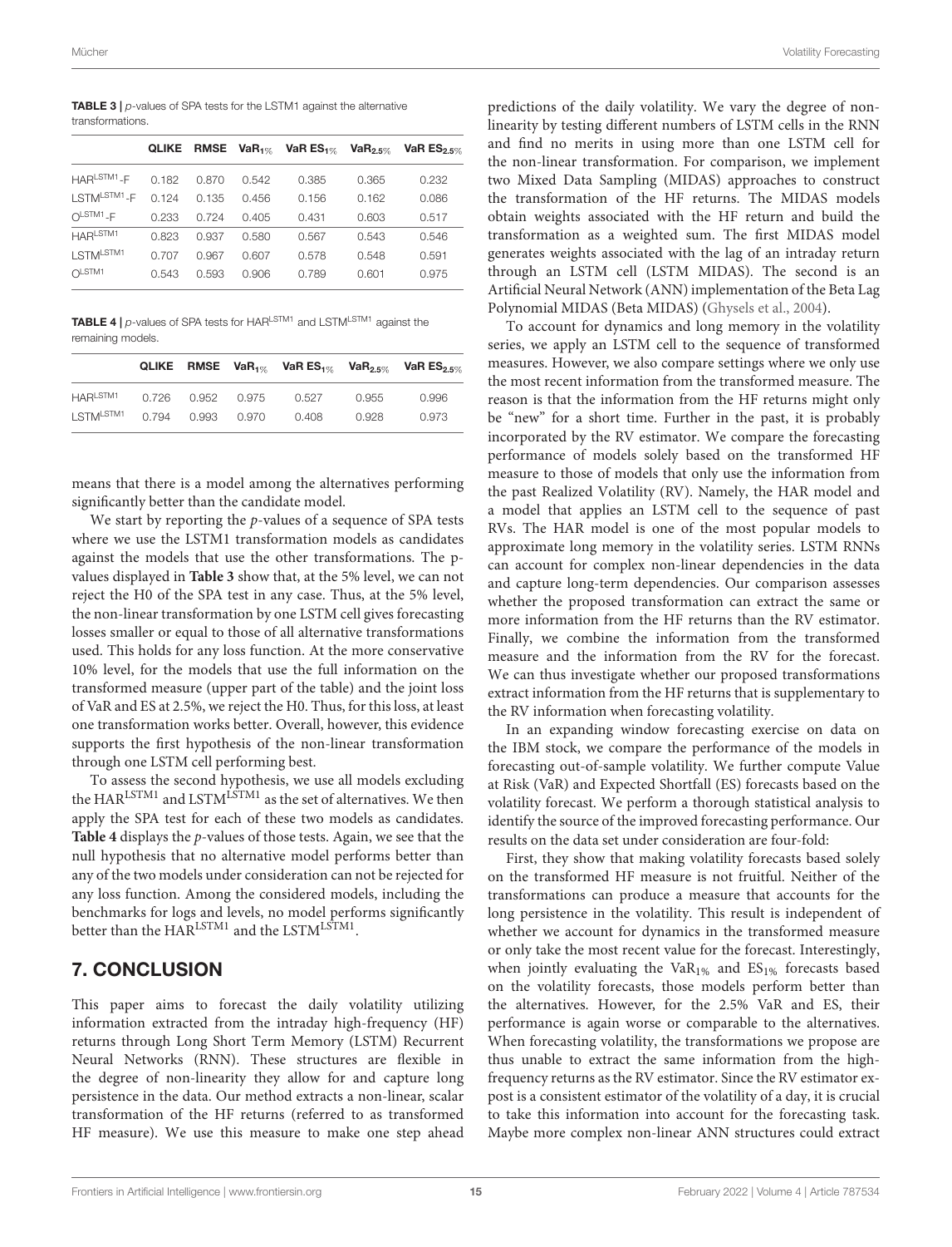**TABLE 3** | *p*-values of SPA tests for the LSTM1 against the alternative transformations.

| | QLIKE | RMSE | $VaR_{1\%}$ | VaR $ES_{1\%}$ | $VaR_{2.5\%}$ | VaR $ES_{2.5\%}$ |
|---|---|---|---|---|---|---|
| $HAR^{LSTM1}$-F | 0.182 | 0.870 | 0.542 | 0.385 | 0.365 | 0.232 |
| $LSTM^{LSTM1}$-F | 0.124 | 0.135 | 0.456 | 0.156 | 0.162 | 0.086 |
| $O^{LSTM1}$-F | 0.233 | 0.724 | 0.405 | 0.431 | 0.603 | 0.517 |
| $HAR^{LSTM1}$ | 0.823 | 0.937 | 0.580 | 0.567 | 0.543 | 0.546 |
| $LSTM^{LSTM1}$ | 0.707 | 0.967 | 0.607 | 0.578 | 0.548 | 0.591 |
| $O^{LSTM1}$ | 0.543 | 0.593 | 0.906 | 0.789 | 0.601 | 0.975 |

**TABLE 4** | *p*-values of SPA tests for $HAR^{LSTM1}$ and $LSTM^{LSTM1}$ against the remaining models.

| | QLIKE | RMSE | $VaR_{1\%}$ | VaR $ES_{1\%}$ | $VaR_{2.5\%}$ | VaR $ES_{2.5\%}$ |
|---|---|---|---|---|---|---|
| $HAR^{LSTM1}$ | 0.726 | 0.952 | 0.975 | 0.527 | 0.955 | 0.996 |
| $LSTM^{LSTM1}$ | 0.794 | 0.993 | 0.970 | 0.408 | 0.928 | 0.973 |

means that there is a model among the alternatives performing significantly better than the candidate model.

We start by reporting the *p*-values of a sequence of SPA tests where we use the LSTM1 transformation models as candidates against the models that use the other transformations. The p-values displayed in **Table 3** show that, at the 5% level, we can not reject the H0 of the SPA test in any case. Thus, at the 5% level, the non-linear transformation by one LSTM cell gives forecasting losses smaller or equal to those of all alternative transformations used. This holds for any loss function. At the more conservative 10% level, for the models that use the full information on the transformed measure (upper part of the table) and the joint loss of VaR and ES at 2.5%, we reject the H0. Thus, for this loss, at least one transformation works better. Overall, however, this evidence supports the first hypothesis of the non-linear transformation through one LSTM cell performing best.

To assess the second hypothesis, we use all models excluding the $HAR^{LSTM1}$ and $LSTM^{LSTM1}$ as the set of alternatives. We then apply the SPA test for each of these two models as candidates. **Table 4** displays the *p*-values of those tests. Again, we see that the null hypothesis that no alternative model performs better than any of the two models under consideration can not be rejected for any loss function. Among the considered models, including the benchmarks for logs and levels, no model performs significantly better than the $HAR^{LSTM1}$ and the $LSTM^{LSTM1}$.

## 7. CONCLUSION

This paper aims to forecast the daily volatility utilizing information extracted from the intraday high-frequency (HF) returns through Long Short Term Memory (LSTM) Recurrent Neural Networks (RNN). These structures are flexible in the degree of non-linearity they allow for and capture long persistence in the data. Our method extracts a non-linear, scalar transformation of the HF returns (referred to as transformed HF measure). We use this measure to make one step ahead predictions of the daily volatility. We vary the degree of non-linearity by testing different numbers of LSTM cells in the RNN and find no merits in using more than one LSTM cell for the non-linear transformation. For comparison, we implement two Mixed Data Sampling (MIDAS) approaches to construct the transformation of the HF returns. The MIDAS models obtain weights associated with the HF return and build the transformation as a weighted sum. The first MIDAS model generates weights associated with the lag of an intraday return through an LSTM cell (LSTM MIDAS). The second is an Artificial Neural Network (ANN) implementation of the Beta Lag Polynomial MIDAS (Beta MIDAS) (Ghysels et al., 2004).

To account for dynamics and long memory in the volatility series, we apply an LSTM cell to the sequence of transformed measures. However, we also compare settings where we only use the most recent information from the transformed measure. The reason is that the information from the HF returns might only be "new" for a short time. Further in the past, it is probably incorporated by the RV estimator. We compare the forecasting performance of models solely based on the transformed HF measure to those of models that only use the information from the past Realized Volatility (RV). Namely, the HAR model and a model that applies an LSTM cell to the sequence of past RVs. The HAR model is one of the most popular models to approximate long memory in the volatility series. LSTM RNNs can account for complex non-linear dependencies in the data and capture long-term dependencies. Our comparison assesses whether the proposed transformation can extract the same or more information from the HF returns than the RV estimator. Finally, we combine the information from the transformed measure and the information from the RV for the forecast. We can thus investigate whether our proposed transformations extract information from the HF returns that is supplementary to the RV information when forecasting volatility.

In an expanding window forecasting exercise on data on the IBM stock, we compare the performance of the models in forecasting out-of-sample volatility. We further compute Value at Risk (VaR) and Expected Shortfall (ES) forecasts based on the volatility forecast. We perform a thorough statistical analysis to identify the source of the improved forecasting performance. Our results on the data set under consideration are four-fold:

First, they show that making volatility forecasts based solely on the transformed HF measure is not fruitful. Neither of the transformations can produce a measure that accounts for the long persistence in the volatility. This result is independent of whether we account for dynamics in the transformed measure or only take the most recent value for the forecast. Interestingly, when jointly evaluating the $VaR_{1\%}$ and $ES_{1\%}$ forecasts based on the volatility forecasts, those models perform better than the alternatives. However, for the 2.5% VaR and ES, their performance is again worse or comparable to the alternatives. When forecasting volatility, the transformations we propose are thus unable to extract the same information from the high-frequency returns as the RV estimator. Since the RV estimator ex-post is a consistent estimator of the volatility of a day, it is crucial to take this information into account for the forecasting task. Maybe more complex non-linear ANN structures could extract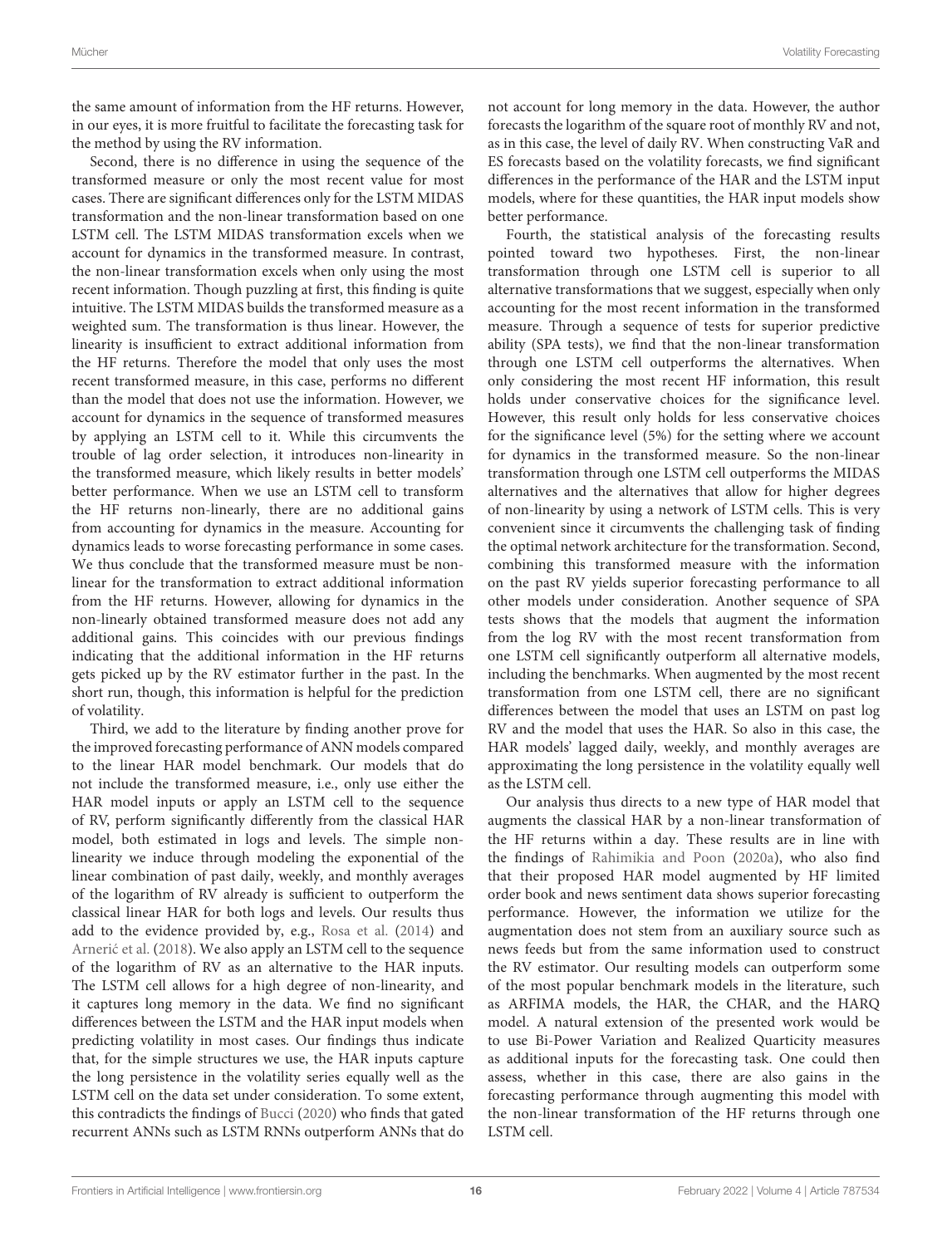the same amount of information from the HF returns. However, in our eyes, it is more fruitful to facilitate the forecasting task for the method by using the RV information.

Second, there is no difference in using the sequence of the transformed measure or only the most recent value for most cases. There are significant differences only for the LSTM MIDAS transformation and the non-linear transformation based on one LSTM cell. The LSTM MIDAS transformation excels when we account for dynamics in the transformed measure. In contrast, the non-linear transformation excels when only using the most recent information. Though puzzling at first, this finding is quite intuitive. The LSTM MIDAS builds the transformed measure as a weighted sum. The transformation is thus linear. However, the linearity is insufficient to extract additional information from the HF returns. Therefore the model that only uses the most recent transformed measure, in this case, performs no different than the model that does not use the information. However, we account for dynamics in the sequence of transformed measures by applying an LSTM cell to it. While this circumvents the trouble of lag order selection, it introduces non-linearity in the transformed measure, which likely results in better models' better performance. When we use an LSTM cell to transform the HF returns non-linearly, there are no additional gains from accounting for dynamics in the measure. Accounting for dynamics leads to worse forecasting performance in some cases. We thus conclude that the transformed measure must be non-linear for the transformation to extract additional information from the HF returns. However, allowing for dynamics in the non-linearly obtained transformed measure does not add any additional gains. This coincides with our previous findings indicating that the additional information in the HF returns gets picked up by the RV estimator further in the past. In the short run, though, this information is helpful for the prediction of volatility.

Third, we add to the literature by finding another prove for the improved forecasting performance of ANN models compared to the linear HAR model benchmark. Our models that do not include the transformed measure, i.e., only use either the HAR model inputs or apply an LSTM cell to the sequence of RV, perform significantly differently from the classical HAR model, both estimated in logs and levels. The simple non-linearity we induce through modeling the exponential of the linear combination of past daily, weekly, and monthly averages of the logarithm of RV already is sufficient to outperform the classical linear HAR for both logs and levels. Our results thus add to the evidence provided by, e.g., Rosa et al. (2014) and Arnerić et al. (2018). We also apply an LSTM cell to the sequence of the logarithm of RV as an alternative to the HAR inputs. The LSTM cell allows for a high degree of non-linearity, and it captures long memory in the data. We find no significant differences between the LSTM and the HAR input models when predicting volatility in most cases. Our findings thus indicate that, for the simple structures we use, the HAR inputs capture the long persistence in the volatility series equally well as the LSTM cell on the data set under consideration. To some extent, this contradicts the findings of Bucci (2020) who finds that gated recurrent ANNs such as LSTM RNNs outperform ANNs that do not account for long memory in the data. However, the author forecasts the logarithm of the square root of monthly RV and not, as in this case, the level of daily RV. When constructing VaR and ES forecasts based on the volatility forecasts, we find significant differences in the performance of the HAR and the LSTM input models, where for these quantities, the HAR input models show better performance.

Fourth, the statistical analysis of the forecasting results pointed toward two hypotheses. First, the non-linear transformation through one LSTM cell is superior to all alternative transformations that we suggest, especially when only accounting for the most recent information in the transformed measure. Through a sequence of tests for superior predictive ability (SPA tests), we find that the non-linear transformation through one LSTM cell outperforms the alternatives. When only considering the most recent HF information, this result holds under conservative choices for the significance level. However, this result only holds for less conservative choices for the significance level (5%) for the setting where we account for dynamics in the transformed measure. So the non-linear transformation through one LSTM cell outperforms the MIDAS alternatives and the alternatives that allow for higher degrees of non-linearity by using a network of LSTM cells. This is very convenient since it circumvents the challenging task of finding the optimal network architecture for the transformation. Second, combining this transformed measure with the information on the past RV yields superior forecasting performance to all other models under consideration. Another sequence of SPA tests shows that the models that augment the information from the log RV with the most recent transformation from one LSTM cell significantly outperform all alternative models, including the benchmarks. When augmented by the most recent transformation from one LSTM cell, there are no significant differences between the model that uses an LSTM on past log RV and the model that uses the HAR. So also in this case, the HAR models' lagged daily, weekly, and monthly averages are approximating the long persistence in the volatility equally well as the LSTM cell.

Our analysis thus directs to a new type of HAR model that augments the classical HAR by a non-linear transformation of the HF returns within a day. These results are in line with the findings of Rahimikia and Poon (2020a), who also find that their proposed HAR model augmented by HF limited order book and news sentiment data shows superior forecasting performance. However, the information we utilize for the augmentation does not stem from an auxiliary source such as news feeds but from the same information used to construct the RV estimator. Our resulting models can outperform some of the most popular benchmark models in the literature, such as ARFIMA models, the HAR, the CHAR, and the HARQ model. A natural extension of the presented work would be to use Bi-Power Variation and Realized Quarticity measures as additional inputs for the forecasting task. One could then assess, whether in this case, there are also gains in the forecasting performance through augmenting this model with the non-linear transformation of the HF returns through one LSTM cell.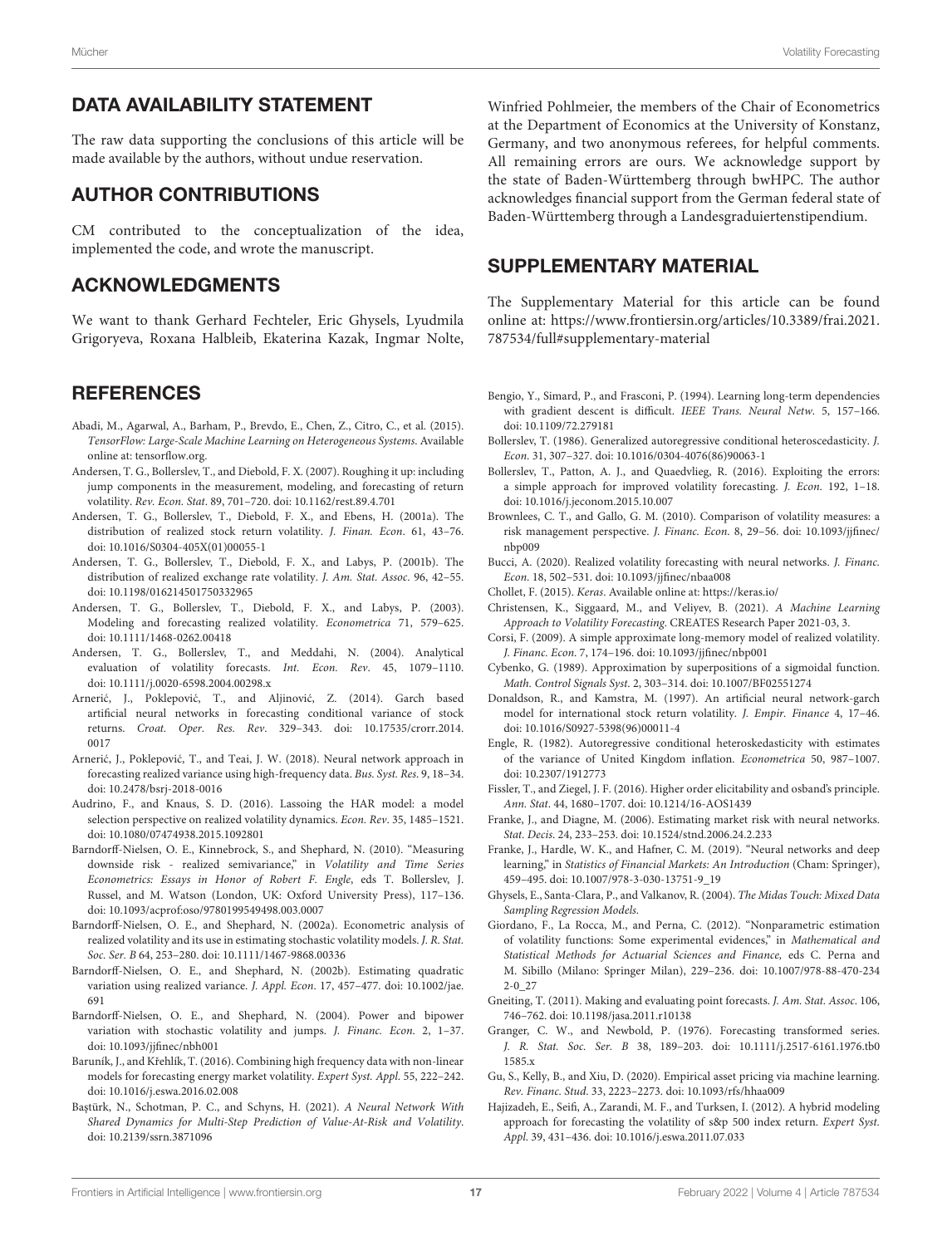## DATA AVAILABILITY STATEMENT

The raw data supporting the conclusions of this article will be made available by the authors, without undue reservation.

## AUTHOR CONTRIBUTIONS

CM contributed to the conceptualization of the idea, implemented the code, and wrote the manuscript.

## ACKNOWLEDGMENTS

We want to thank Gerhard Fechteler, Eric Ghysels, Lyudmila Grigoryeva, Roxana Halbleib, Ekaterina Kazak, Ingmar Nolte, Winfried Pohlmeier, the members of the Chair of Econometrics at the Department of Economics at the University of Konstanz, Germany, and two anonymous referees, for helpful comments. All remaining errors are ours. We acknowledge support by the state of Baden-Württemberg through bwHPC. The author acknowledges financial support from the German federal state of Baden-Württemberg through a Landesgraduiertenstipendium.

## SUPPLEMENTARY MATERIAL

The Supplementary Material for this article can be found online at: https://www.frontiersin.org/articles/10.3389/frai.2021.787534/full#supplementary-material

## REFERENCES

Abadi, M., Agarwal, A., Barham, P., Brevdo, E., Chen, Z., Citro, C., et al. (2015). *TensorFlow: Large-Scale Machine Learning on Heterogeneous Systems.* Available online at: tensorflow.org.

Andersen, T. G., Bollerslev, T., and Diebold, F. X. (2007). Roughing it up: including jump components in the measurement, modeling, and forecasting of return volatility. *Rev. Econ. Stat*. 89, 701–720. doi: 10.1162/rest.89.4.701

Andersen, T. G., Bollerslev, T., Diebold, F. X., and Ebens, H. (2001a). The distribution of realized stock return volatility. *J. Finan. Econ*. 61, 43–76. doi: 10.1016/S0304-405X(01)00055-1

Andersen, T. G., Bollerslev, T., Diebold, F. X., and Labys, P. (2001b). The distribution of realized exchange rate volatility. *J. Am. Stat. Assoc*. 96, 42–55. doi: 10.1198/016214501750332965

Andersen, T. G., Bollerslev, T., Diebold, F. X., and Labys, P. (2003). Modeling and forecasting realized volatility. *Econometrica* 71, 579–625. doi: 10.1111/1468-0262.00418

Andersen, T. G., Bollerslev, T., and Meddahi, N. (2004). Analytical evaluation of volatility forecasts. *Int. Econ. Rev*. 45, 1079–1110. doi: 10.1111/j.0020-6598.2004.00298.x

Arnerić, J., Poklepović, T., and Aljinović, Z. (2014). Garch based artificial neural networks in forecasting conditional variance of stock returns. *Croat. Oper. Res. Rev*. 329–343. doi: 10.17535/crorr.2014.0017

Arnerić, J., Poklepović, T., and Teai, J. W. (2018). Neural network approach in forecasting realized variance using high-frequency data. *Bus. Syst. Res*. 9, 18–34. doi: 10.2478/bsrj-2018-0016

Audrino, F., and Knaus, S. D. (2016). Lassoing the HAR model: a model selection perspective on realized volatility dynamics. *Econ. Rev*. 35, 1485–1521. doi: 10.1080/07474938.2015.1092801

Barndorff-Nielsen, O. E., Kinnebrock, S., and Shephard, N. (2010). "Measuring downside risk - realized semivariance," in *Volatility and Time Series Econometrics: Essays in Honor of Robert F. Engle*, eds T. Bollerslev, J. Russel, and M. Watson (London, UK: Oxford University Press), 117–136. doi: 10.1093/acprof:oso/9780199549498.003.0007

Barndorff-Nielsen, O. E., and Shephard, N. (2002a). Econometric analysis of realized volatility and its use in estimating stochastic volatility models. *J. R. Stat. Soc. Ser. B* 64, 253–280. doi: 10.1111/1467-9868.00336

Barndorff-Nielsen, O. E., and Shephard, N. (2002b). Estimating quadratic variation using realized variance. *J. Appl. Econ*. 17, 457–477. doi: 10.1002/jae.691

Barndorff-Nielsen, O. E., and Shephard, N. (2004). Power and bipower variation with stochastic volatility and jumps. *J. Financ. Econ*. 2, 1–37. doi: 10.1093/jjfinec/nbh001

Baruník, J., and Křehlík, T. (2016). Combining high frequency data with non-linear models for forecasting energy market volatility. *Expert Syst. Appl*. 55, 222–242. doi: 10.1016/j.eswa.2016.02.008

Baştürk, N., Schotman, P. C., and Schyns, H. (2021). *A Neural Network With Shared Dynamics for Multi-Step Prediction of Value-At-Risk and Volatility*. doi: 10.2139/ssrn.3871096

Bengio, Y., Simard, P., and Frasconi, P. (1994). Learning long-term dependencies with gradient descent is difficult. *IEEE Trans. Neural Netw*. 5, 157–166. doi: 10.1109/72.279181

Bollerslev, T. (1986). Generalized autoregressive conditional heteroscedasticity. *J. Econ*. 31, 307–327. doi: 10.1016/0304-4076(86)90063-1

Bollerslev, T., Patton, A. J., and Quaedvlieg, R. (2016). Exploiting the errors: a simple approach for improved volatility forecasting. *J. Econ*. 192, 1–18. doi: 10.1016/j.jeconom.2015.10.007

Brownlees, C. T., and Gallo, G. M. (2010). Comparison of volatility measures: a risk management perspective. *J. Financ. Econ*. 8, 29–56. doi: 10.1093/jjfinec/nbp009

Bucci, A. (2020). Realized volatility forecasting with neural networks. *J. Financ. Econ*. 18, 502–531. doi: 10.1093/jjfinec/nbaa008

Chollet, F. (2015). *Keras*. Available online at: https://keras.io/

Christensen, K., Siggaard, M., and Veliyev, B. (2021). *A Machine Learning Approach to Volatility Forecasting*. CREATES Research Paper 2021-03, 3.

Corsi, F. (2009). A simple approximate long-memory model of realized volatility. *J. Financ. Econ*. 7, 174–196. doi: 10.1093/jjfinec/nbp001

Cybenko, G. (1989). Approximation by superpositions of a sigmoidal function. *Math. Control Signals Syst*. 2, 303–314. doi: 10.1007/BF02551274

Donaldson, R., and Kamstra, M. (1997). An artificial neural network-garch model for international stock return volatility. *J. Empir. Finance* 4, 17–46. doi: 10.1016/S0927-5398(96)00011-4

Engle, R. (1982). Autoregressive conditional heteroskedasticity with estimates of the variance of United Kingdom inflation. *Econometrica* 50, 987–1007. doi: 10.2307/1912773

Fissler, T., and Ziegel, J. F. (2016). Higher order elicitability and osband's principle. *Ann. Stat*. 44, 1680–1707. doi: 10.1214/16-AOS1439

Franke, J., and Diagne, M. (2006). Estimating market risk with neural networks. *Stat. Decis*. 24, 233–253. doi: 10.1524/stnd.2006.24.2.233

Franke, J., Hardle, W. K., and Hafner, C. M. (2019). "Neural networks and deep learning," in *Statistics of Financial Markets: An Introduction* (Cham: Springer), 459–495. doi: 10.1007/978-3-030-13751-9_19

Ghysels, E., Santa-Clara, P., and Valkanov, R. (2004). *The Midas Touch: Mixed Data Sampling Regression Models.*

Giordano, F., La Rocca, M., and Perna, C. (2012). "Nonparametric estimation of volatility functions: Some experimental evidences," in *Mathematical and Statistical Methods for Actuarial Sciences and Finance*, eds C. Perna and M. Sibillo (Milano: Springer Milan), 229–236. doi: 10.1007/978-88-470-2342-0_27

Gneiting, T. (2011). Making and evaluating point forecasts. *J. Am. Stat. Assoc*. 106, 746–762. doi: 10.1198/jasa.2011.r10138

Granger, C. W., and Newbold, P. (1976). Forecasting transformed series. *J. R. Stat. Soc. Ser. B* 38, 189–203. doi: 10.1111/j.2517-6161.1976.tb01585.x

Gu, S., Kelly, B., and Xiu, D. (2020). Empirical asset pricing via machine learning. *Rev. Financ. Stud*. 33, 2223–2273. doi: 10.1093/rfs/hhaa009

Hajizadeh, E., Seifi, A., Zarandi, M. F., and Turksen, I. (2012). A hybrid modeling approach for forecasting the volatility of s&p 500 index return. *Expert Syst. Appl*. 39, 431–436. doi: 10.1016/j.eswa.2011.07.033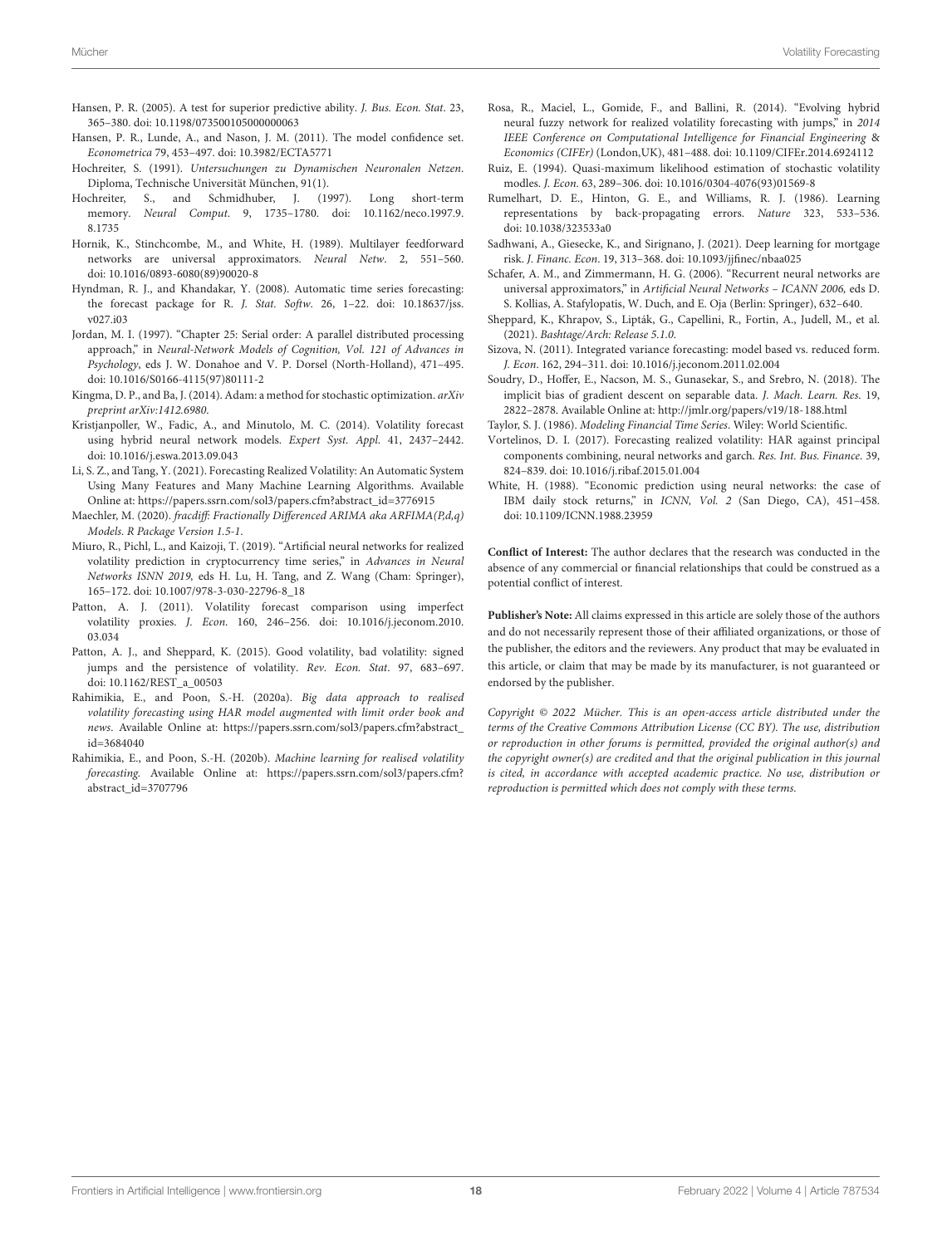Hansen, P. R. (2005). A test for superior predictive ability. *J. Bus. Econ. Stat*. 23, 365–380. doi: 10.1198/073500105000000063

Hansen, P. R., Lunde, A., and Nason, J. M. (2011). The model confidence set. *Econometrica* 79, 453–497. doi: 10.3982/ECTA5771

Hochreiter, S. (1991). *Untersuchungen zu Dynamischen Neuronalen Netzen*. Diploma, Technische Universität München, 91(1).

Hochreiter, S., and Schmidhuber, J. (1997). Long short-term memory. *Neural Comput*. 9, 1735–1780. doi: 10.1162/neco.1997.9.8.1735

Hornik, K., Stinchcombe, M., and White, H. (1989). Multilayer feedforward networks are universal approximators. *Neural Netw*. 2, 551–560. doi: 10.1016/0893-6080(89)90020-8

Hyndman, R. J., and Khandakar, Y. (2008). Automatic time series forecasting: the forecast package for R. *J. Stat. Softw*. 26, 1–22. doi: 10.18637/jss.v027.i03

Jordan, M. I. (1997). "Chapter 25: Serial order: A parallel distributed processing approach," in *Neural-Network Models of Cognition, Vol. 121 of Advances in Psychology*, eds J. W. Donahoe and V. P. Dorsel (North-Holland), 471–495. doi: 10.1016/S0166-4115(97)80111-2

Kingma, D. P., and Ba, J. (2014). Adam: a method for stochastic optimization. *arXiv preprint arXiv:1412.6980*.

Kristjanpoller, W., Fadic, A., and Minutolo, M. C. (2014). Volatility forecast using hybrid neural network models. *Expert Syst. Appl*. 41, 2437–2442. doi: 10.1016/j.eswa.2013.09.043

Li, S. Z., and Tang, Y. (2021). Forecasting Realized Volatility: An Automatic System Using Many Features and Many Machine Learning Algorithms. Available Online at: https://papers.ssrn.com/sol3/papers.cfm?abstract_id=3776915

Maechler, M. (2020). *fracdiff: Fractionally Differenced ARIMA aka ARFIMA(P,d,q) Models. R Package Version 1.5-1*.

Miuro, R., Pichl, L., and Kaizoji, T. (2019). "Artificial neural networks for realized volatility prediction in cryptocurrency time series," in *Advances in Neural Networks ISNN 2019*, eds H. Lu, H. Tang, and Z. Wang (Cham: Springer), 165–172. doi: 10.1007/978-3-030-22796-8_18

Patton, A. J. (2011). Volatility forecast comparison using imperfect volatility proxies. *J. Econ*. 160, 246–256. doi: 10.1016/j.jeconom.2010.03.034

Patton, A. J., and Sheppard, K. (2015). Good volatility, bad volatility: signed jumps and the persistence of volatility. *Rev. Econ. Stat*. 97, 683–697. doi: 10.1162/REST_a_00503

Rahimikia, E., and Poon, S.-H. (2020a). *Big data approach to realised volatility forecasting using HAR model augmented with limit order book and news*. Available Online at: https://papers.ssrn.com/sol3/papers.cfm?abstract_id=3684040

Rahimikia, E., and Poon, S.-H. (2020b). *Machine learning for realised volatility forecasting*. Available Online at: https://papers.ssrn.com/sol3/papers.cfm?abstract_id=3707796

Rosa, R., Maciel, L., Gomide, F., and Ballini, R. (2014). "Evolving hybrid neural fuzzy network for realized volatility forecasting with jumps," in *2014 IEEE Conference on Computational Intelligence for Financial Engineering & Economics (CIFEr)* (London,UK), 481–488. doi: 10.1109/CIFEr.2014.6924112

Ruiz, E. (1994). Quasi-maximum likelihood estimation of stochastic volatility modles. *J. Econ*. 63, 289–306. doi: 10.1016/0304-4076(93)01569-8

Rumelhart, D. E., Hinton, G. E., and Williams, R. J. (1986). Learning representations by back-propagating errors. *Nature* 323, 533–536. doi: 10.1038/323533a0

Sadhwani, A., Giesecke, K., and Sirignano, J. (2021). Deep learning for mortgage risk. *J. Financ. Econ*. 19, 313–368. doi: 10.1093/jjfinec/nbaa025

Schafer, A. M., and Zimmermann, H. G. (2006). "Recurrent neural networks are universal approximators," in *Artificial Neural Networks – ICANN 2006*, eds D. S. Kollias, A. Stafylopatis, W. Duch, and E. Oja (Berlin: Springer), 632–640.

Sheppard, K., Khrapov, S., Lipták, G., Capellini, R., Fortin, A., Judell, M., et al. (2021). *Bashtage/Arch: Release 5.1.0*.

Sizova, N. (2011). Integrated variance forecasting: model based vs. reduced form. *J. Econ*. 162, 294–311. doi: 10.1016/j.jeconom.2011.02.004

Soudry, D., Hoffer, E., Nacson, M. S., Gunasekar, S., and Srebro, N. (2018). The implicit bias of gradient descent on separable data. *J. Mach. Learn. Res*. 19, 2822–2878. Available Online at: http://jmlr.org/papers/v19/18-188.html

Taylor, S. J. (1986). *Modeling Financial Time Series*. Wiley: World Scientific.

Vortelinos, D. I. (2017). Forecasting realized volatility: HAR against principal components combining, neural networks and garch. *Res. Int. Bus. Finance*. 39, 824–839. doi: 10.1016/j.ribaf.2015.01.004

White, H. (1988). "Economic prediction using neural networks: the case of IBM daily stock returns," in *ICNN, Vol. 2* (San Diego, CA), 451–458. doi: 10.1109/ICNN.1988.23959

**Conflict of Interest:** The author declares that the research was conducted in the absence of any commercial or financial relationships that could be construed as a potential conflict of interest.

**Publisher's Note:** All claims expressed in this article are solely those of the authors and do not necessarily represent those of their affiliated organizations, or those of the publisher, the editors and the reviewers. Any product that may be evaluated in this article, or claim that may be made by its manufacturer, is not guaranteed or endorsed by the publisher.

*Copyright © 2022 Mücher. This is an open-access article distributed under the terms of the Creative Commons Attribution License (CC BY). The use, distribution or reproduction in other forums is permitted, provided the original author(s) and the copyright owner(s) are credited and that the original publication in this journal is cited, in accordance with accepted academic practice. No use, distribution or reproduction is permitted which does not comply with these terms.*